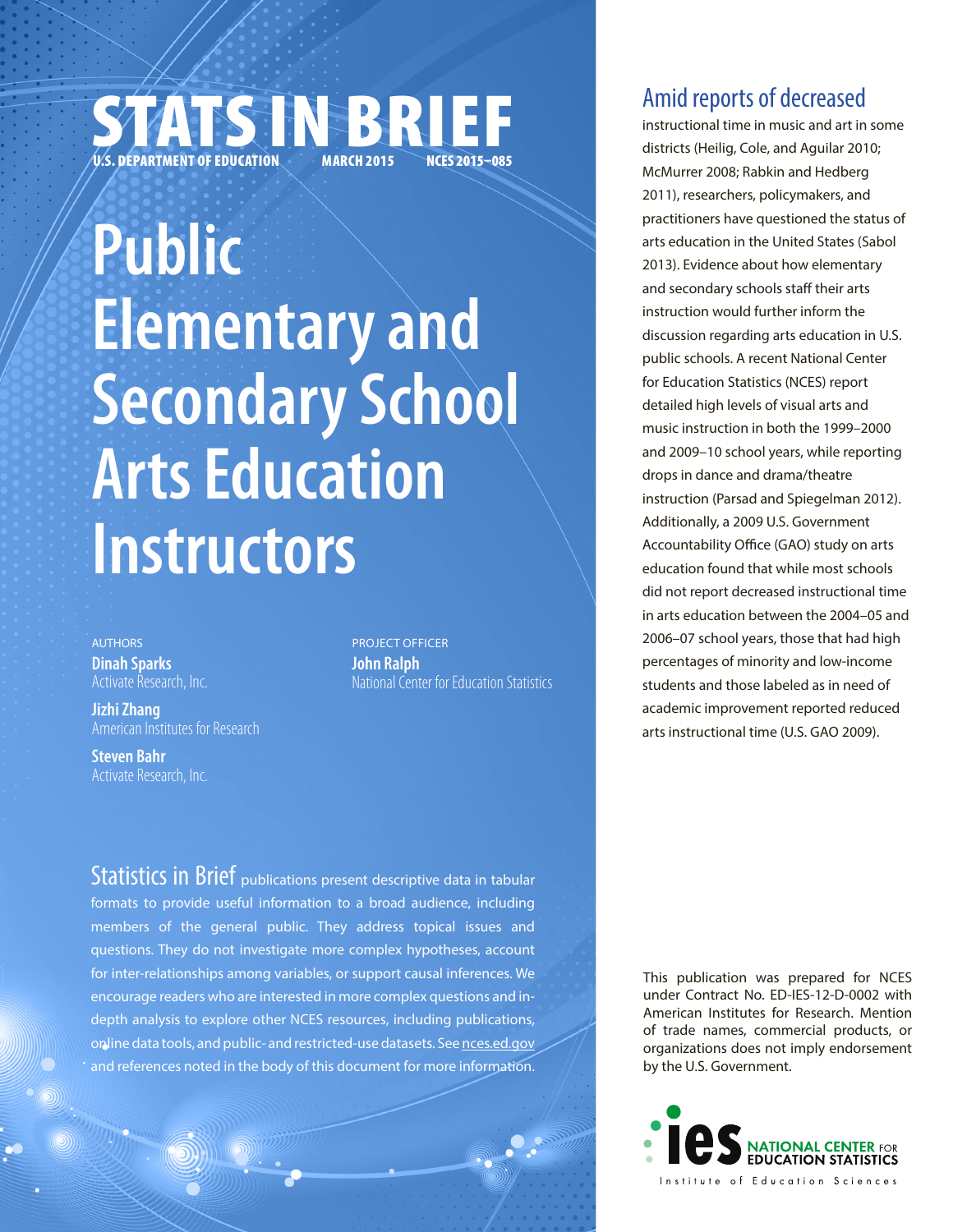# STATS IN BRIEF

U.S. DEPARTMENT OF EDUCATION MARCH 2015 NCES 2015–085

# Public Elementary and Secondary School Arts Education Instructors

AUTHORS

**Dinah Sparks**
Activate Research, Inc.

**Jizhi Zhang**
American Institutes for Research

**Steven Bahr**
Activate Research, Inc.

PROJECT OFFICER

**John Ralph**
National Center for Education Statistics

Statistics in Brief publications present descriptive data in tabular formats to provide useful information to a broad audience, including members of the general public. They address topical issues and questions. They do not investigate more complex hypotheses, account for inter-relationships among variables, or support causal inferences. We encourage readers who are interested in more complex questions and in-depth analysis to explore other NCES resources, including publications, online data tools, and public- and restricted-use datasets. See nces.ed.gov and references noted in the body of this document for more information.

Amid reports of decreased instructional time in music and art in some districts (Heilig, Cole, and Aguilar 2010; McMurrer 2008; Rabkin and Hedberg 2011), researchers, policymakers, and practitioners have questioned the status of arts education in the United States (Sabol 2013). Evidence about how elementary and secondary schools staff their arts instruction would further inform the discussion regarding arts education in U.S. public schools. A recent National Center for Education Statistics (NCES) report detailed high levels of visual arts and music instruction in both the 1999–2000 and 2009–10 school years, while reporting drops in dance and drama/theatre instruction (Parsad and Spiegelman 2012). Additionally, a 2009 U.S. Government Accountability Office (GAO) study on arts education found that while most schools did not report decreased instructional time in arts education between the 2004–05 and 2006–07 school years, those that had high percentages of minority and low-income students and those labeled as in need of academic improvement reported reduced arts instructional time (U.S. GAO 2009).

This publication was prepared for NCES under Contract No. ED-IES-12-D-0002 with American Institutes for Research. Mention of trade names, commercial products, or organizations does not imply endorsement by the U.S. Government.

IES NATIONAL CENTER FOR EDUCATION STATISTICS
Institute of Education Sciences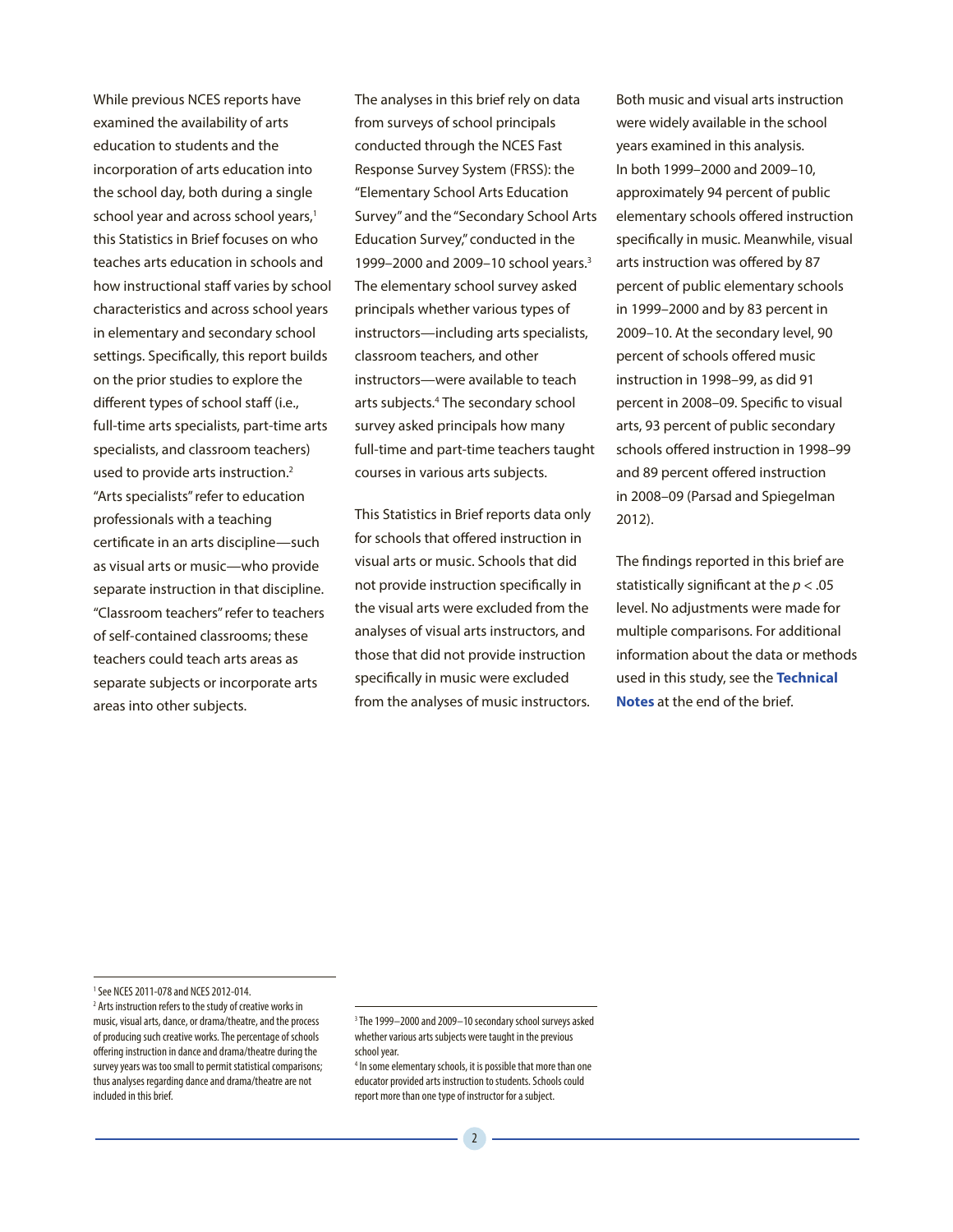While previous NCES reports have examined the availability of arts education to students and the incorporation of arts education into the school day, both during a single school year and across school years,[1] this Statistics in Brief focuses on who teaches arts education in schools and how instructional staff varies by school characteristics and across school years in elementary and secondary school settings. Specifically, this report builds on the prior studies to explore the different types of school staff (i.e., full-time arts specialists, part-time arts specialists, and classroom teachers) used to provide arts instruction.[2] "Arts specialists" refer to education professionals with a teaching certificate in an arts discipline—such as visual arts or music—who provide separate instruction in that discipline. "Classroom teachers" refer to teachers of self-contained classrooms; these teachers could teach arts areas as separate subjects or incorporate arts areas into other subjects.

The analyses in this brief rely on data from surveys of school principals conducted through the NCES Fast Response Survey System (FRSS): the "Elementary School Arts Education Survey" and the "Secondary School Arts Education Survey," conducted in the 1999–2000 and 2009–10 school years.[3] The elementary school survey asked principals whether various types of instructors—including arts specialists, classroom teachers, and other instructors—were available to teach arts subjects.[4] The secondary school survey asked principals how many full-time and part-time teachers taught courses in various arts subjects.

This Statistics in Brief reports data only for schools that offered instruction in visual arts or music. Schools that did not provide instruction specifically in the visual arts were excluded from the analyses of visual arts instructors, and those that did not provide instruction specifically in music were excluded from the analyses of music instructors.

Both music and visual arts instruction were widely available in the school years examined in this analysis. In both 1999–2000 and 2009–10, approximately 94 percent of public elementary schools offered instruction specifically in music. Meanwhile, visual arts instruction was offered by 87 percent of public elementary schools in 1999–2000 and by 83 percent in 2009–10. At the secondary level, 90 percent of schools offered music instruction in 1998–99, as did 91 percent in 2008–09. Specific to visual arts, 93 percent of public secondary schools offered instruction in 1998–99 and 89 percent offered instruction in 2008–09 (Parsad and Spiegelman 2012).

The findings reported in this brief are statistically significant at the $p < .05$ level. No adjustments were made for multiple comparisons. For additional information about the data or methods used in this study, see the **Technical Notes** at the end of the brief.

---

[1] See NCES 2011-078 and NCES 2012-014.

[2] Arts instruction refers to the study of creative works in music, visual arts, dance, or drama/theatre, and the process of producing such creative works. The percentage of schools offering instruction in dance and drama/theatre during the survey years was too small to permit statistical comparisons; thus analyses regarding dance and drama/theatre are not included in this brief.

[3] The 1999–2000 and 2009–10 secondary school surveys asked whether various arts subjects were taught in the previous school year.

[4] In some elementary schools, it is possible that more than one educator provided arts instruction to students. Schools could report more than one type of instructor for a subject.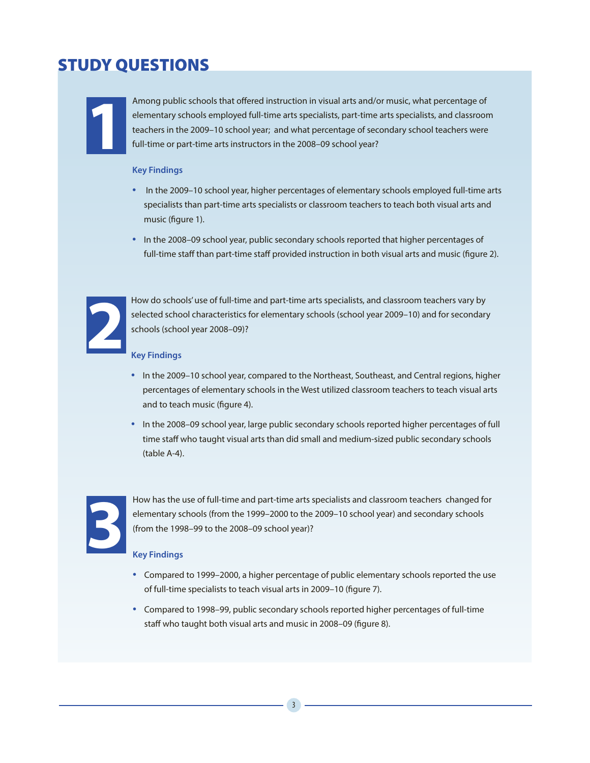# STUDY QUESTIONS

## 1

Among public schools that offered instruction in visual arts and/or music, what percentage of elementary schools employed full-time arts specialists, part-time arts specialists, and classroom teachers in the 2009–10 school year; and what percentage of secondary school teachers were full-time or part-time arts instructors in the 2008–09 school year?

### Key Findings

- In the 2009–10 school year, higher percentages of elementary schools employed full-time arts specialists than part-time arts specialists or classroom teachers to teach both visual arts and music (figure 1).
- In the 2008–09 school year, public secondary schools reported that higher percentages of full-time staff than part-time staff provided instruction in both visual arts and music (figure 2).

## 2

How do schools' use of full-time and part-time arts specialists, and classroom teachers vary by selected school characteristics for elementary schools (school year 2009–10) and for secondary schools (school year 2008–09)?

### Key Findings

- In the 2009–10 school year, compared to the Northeast, Southeast, and Central regions, higher percentages of elementary schools in the West utilized classroom teachers to teach visual arts and to teach music (figure 4).
- In the 2008–09 school year, large public secondary schools reported higher percentages of full time staff who taught visual arts than did small and medium-sized public secondary schools (table A-4).

## 3

How has the use of full-time and part-time arts specialists and classroom teachers changed for elementary schools (from the 1999–2000 to the 2009–10 school year) and secondary schools (from the 1998–99 to the 2008–09 school year)?

### Key Findings

- Compared to 1999–2000, a higher percentage of public elementary schools reported the use of full-time specialists to teach visual arts in 2009–10 (figure 7).
- Compared to 1998–99, public secondary schools reported higher percentages of full-time staff who taught both visual arts and music in 2008–09 (figure 8).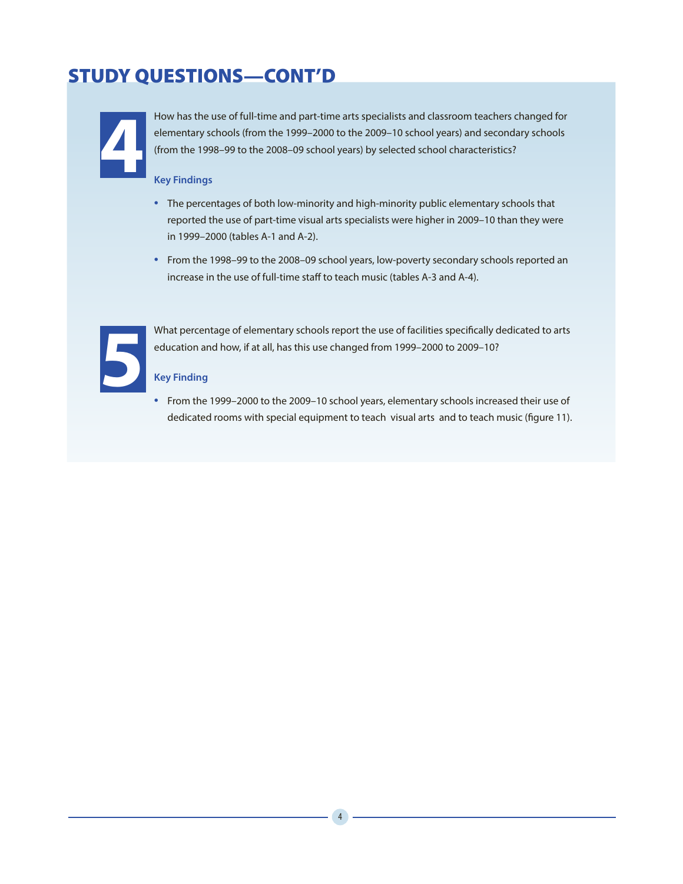# STUDY QUESTIONS—CONT'D

**4**

How has the use of full-time and part-time arts specialists and classroom teachers changed for elementary schools (from the 1999–2000 to the 2009–10 school years) and secondary schools (from the 1998–99 to the 2008–09 school years) by selected school characteristics?

### Key Findings

- The percentages of both low-minority and high-minority public elementary schools that reported the use of part-time visual arts specialists were higher in 2009–10 than they were in 1999–2000 (tables A-1 and A-2).
- From the 1998–99 to the 2008–09 school years, low-poverty secondary schools reported an increase in the use of full-time staff to teach music (tables A-3 and A-4).

**5**

What percentage of elementary schools report the use of facilities specifically dedicated to arts education and how, if at all, has this use changed from 1999–2000 to 2009–10?

### Key Finding

- From the 1999–2000 to the 2009–10 school years, elementary schools increased their use of dedicated rooms with special equipment to teach visual arts and to teach music (figure 11).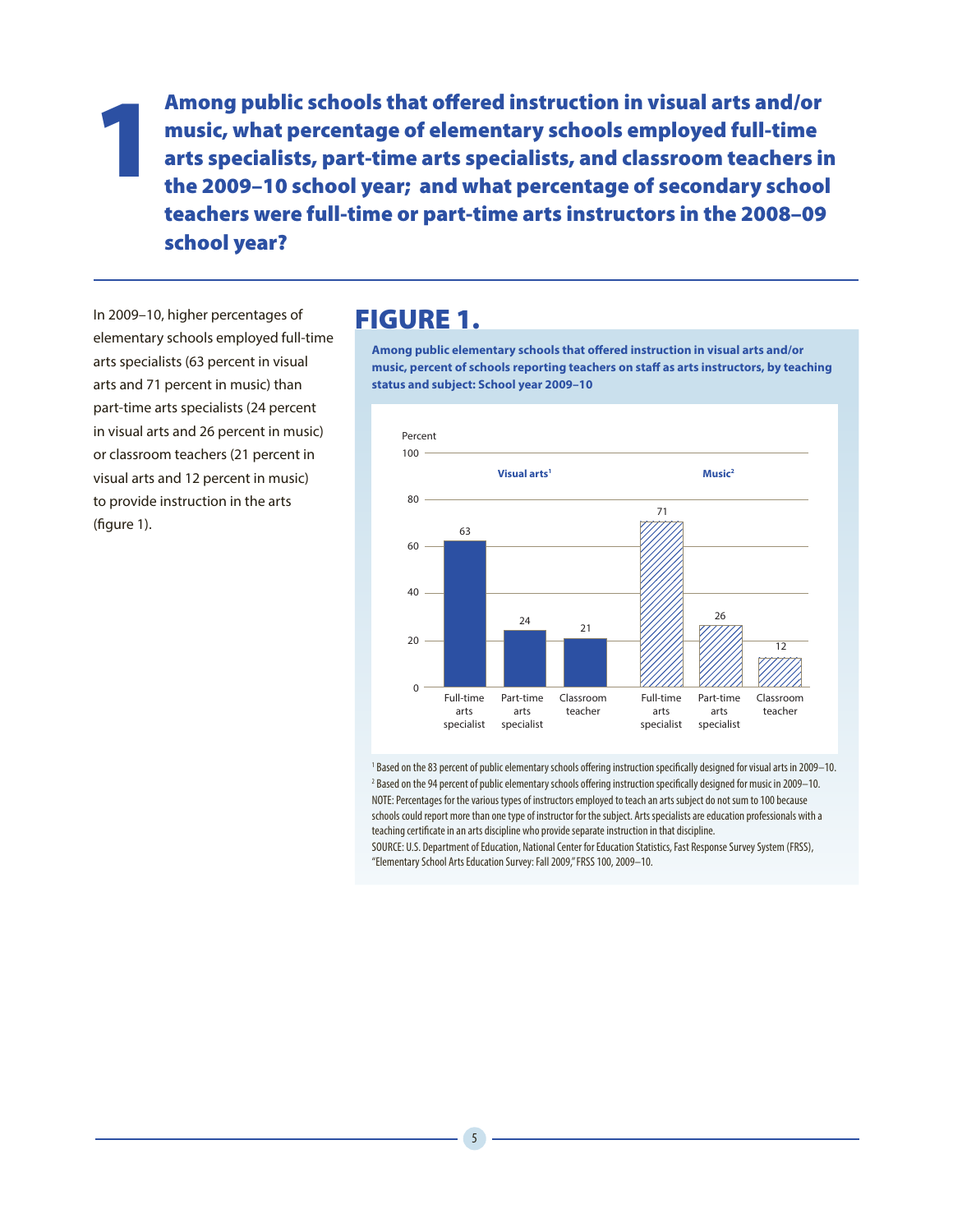# 1 Among public schools that offered instruction in visual arts and/or music, what percentage of elementary schools employed full-time arts specialists, part-time arts specialists, and classroom teachers in the 2009–10 school year; and what percentage of secondary school teachers were full-time or part-time arts instructors in the 2008–09 school year?

In 2009–10, higher percentages of elementary schools employed full-time arts specialists (63 percent in visual arts and 71 percent in music) than part-time arts specialists (24 percent in visual arts and 26 percent in music) or classroom teachers (21 percent in visual arts and 12 percent in music) to provide instruction in the arts (figure 1).

## FIGURE 1.

**Among public elementary schools that offered instruction in visual arts and/or music, percent of schools reporting teachers on staff as arts instructors, by teaching status and subject: School year 2009–10**

| Subject | Full-time arts specialist | Part-time arts specialist | Classroom teacher |
|---|---|---|---|
| Visual arts[1] | 63 | 24 | 21 |
| Music[2] | 71 | 26 | 12 |

[1] Based on the 83 percent of public elementary schools offering instruction specifically designed for visual arts in 2009–10.
[2] Based on the 94 percent of public elementary schools offering instruction specifically designed for music in 2009–10.
NOTE: Percentages for the various types of instructors employed to teach an arts subject do not sum to 100 because schools could report more than one type of instructor for the subject. Arts specialists are education professionals with a teaching certificate in an arts discipline who provide separate instruction in that discipline.
SOURCE: U.S. Department of Education, National Center for Education Statistics, Fast Response Survey System (FRSS), "Elementary School Arts Education Survey: Fall 2009," FRSS 100, 2009–10.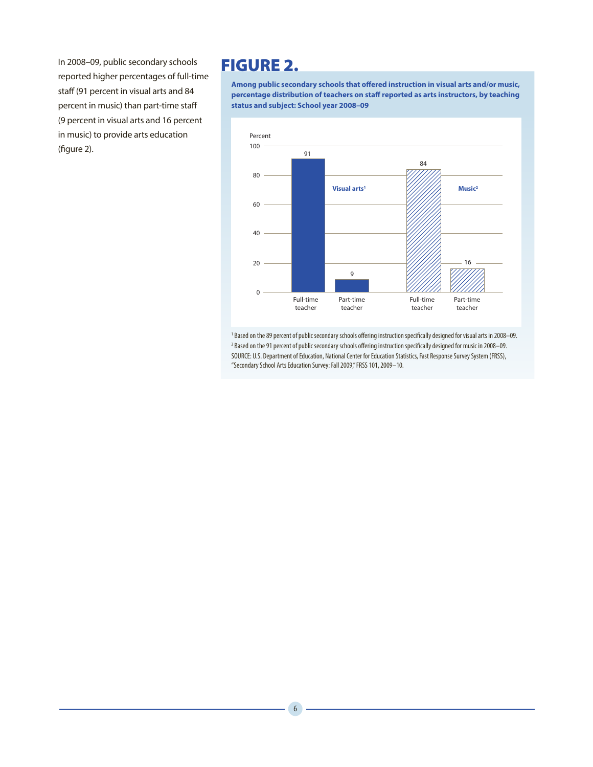In 2008–09, public secondary schools reported higher percentages of full-time staff (91 percent in visual arts and 84 percent in music) than part-time staff (9 percent in visual arts and 16 percent in music) to provide arts education (figure 2).

# FIGURE 2.

**Among public secondary schools that offered instruction in visual arts and/or music, percentage distribution of teachers on staff reported as arts instructors, by teaching status and subject: School year 2008–09**

| Subject | Full-time teacher | Part-time teacher |
|---|---|---|
| Visual arts[1] | 91 | 9 |
| Music[2] | 84 | 16 |

[1] Based on the 89 percent of public secondary schools offering instruction specifically designed for visual arts in 2008–09.
[2] Based on the 91 percent of public secondary schools offering instruction specifically designed for music in 2008–09.
SOURCE: U.S. Department of Education, National Center for Education Statistics, Fast Response Survey System (FRSS), "Secondary School Arts Education Survey: Fall 2009," FRSS 101, 2009–10.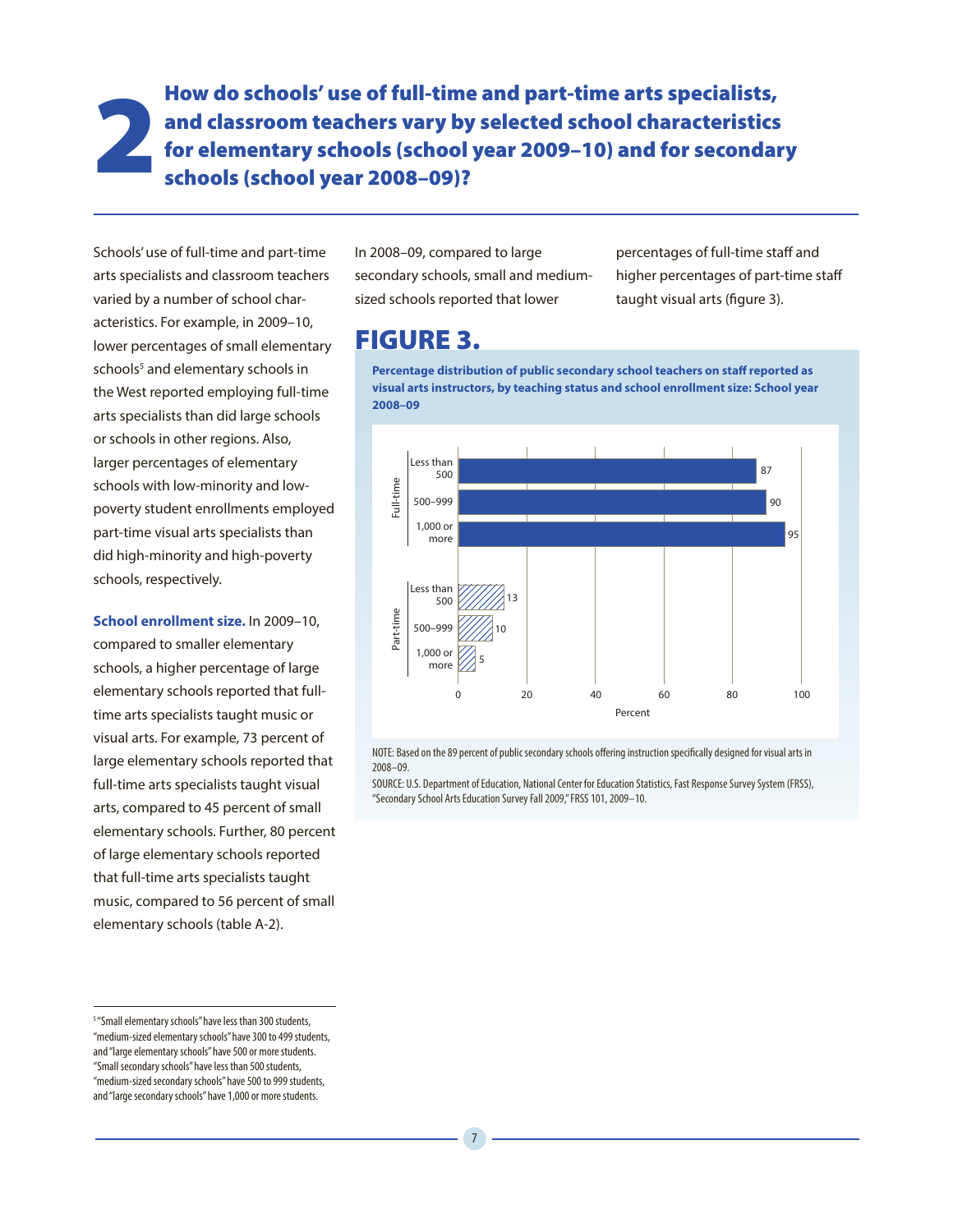# 2 How do schools' use of full-time and part-time arts specialists, and classroom teachers vary by selected school characteristics for elementary schools (school year 2009–10) and for secondary schools (school year 2008–09)?

Schools' use of full-time and part-time arts specialists and classroom teachers varied by a number of school characteristics. For example, in 2009–10, lower percentages of small elementary schools[5] and elementary schools in the West reported employing full-time arts specialists than did large schools or schools in other regions. Also, larger percentages of elementary schools with low-minority and low-poverty student enrollments employed part-time visual arts specialists than did high-minority and high-poverty schools, respectively.

**School enrollment size.** In 2009–10, compared to smaller elementary schools, a higher percentage of large elementary schools reported that full-time arts specialists taught music or visual arts. For example, 73 percent of large elementary schools reported that full-time arts specialists taught visual arts, compared to 45 percent of small elementary schools. Further, 80 percent of large elementary schools reported that full-time arts specialists taught music, compared to 56 percent of small elementary schools (table A-2).

In 2008–09, compared to large secondary schools, small and medium-sized schools reported that lower percentages of full-time staff and higher percentages of part-time staff taught visual arts (figure 3).

## FIGURE 3.

**Percentage distribution of public secondary school teachers on staff reported as visual arts instructors, by teaching status and school enrollment size: School year 2008–09**

| Teaching status | School enrollment size | Percent |
|---|---|---|
| Full-time | Less than 500 | 87 |
| | 500–999 | 90 |
| | 1,000 or more | 95 |
| Part-time | Less than 500 | 13 |
| | 500–999 | 10 |
| | 1,000 or more | 5 |

NOTE: Based on the 89 percent of public secondary schools offering instruction specifically designed for visual arts in 2008–09.

SOURCE: U.S. Department of Education, National Center for Education Statistics, Fast Response Survey System (FRSS), "Secondary School Arts Education Survey Fall 2009," FRSS 101, 2009–10.

---

[5] "Small elementary schools" have less than 300 students, "medium-sized elementary schools" have 300 to 499 students, and "large elementary schools" have 500 or more students. "Small secondary schools" have less than 500 students, "medium-sized secondary schools" have 500 to 999 students, and "large secondary schools" have 1,000 or more students.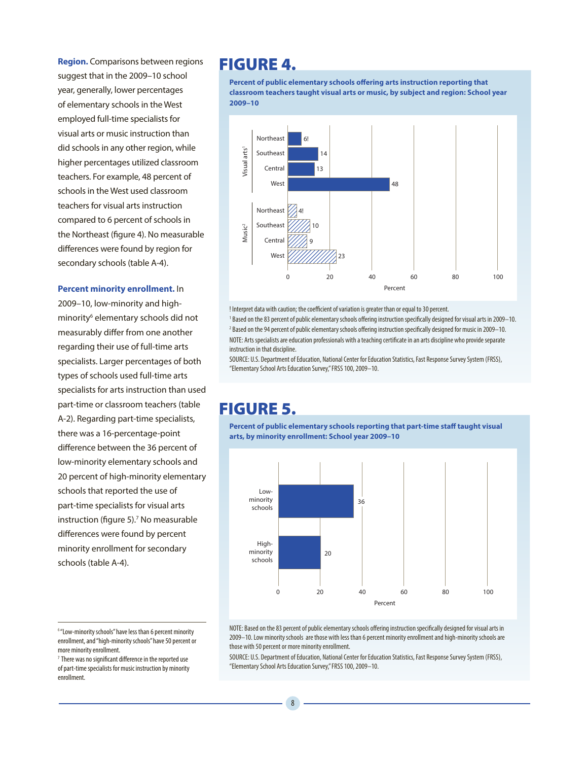**Region.** Comparisons between regions suggest that in the 2009–10 school year, generally, lower percentages of elementary schools in the West employed full-time specialists for visual arts or music instruction than did schools in any other region, while higher percentages utilized classroom teachers. For example, 48 percent of schools in the West used classroom teachers for visual arts instruction compared to 6 percent of schools in the Northeast (figure 4). No measurable differences were found by region for secondary schools (table A-4).

**Percent minority enrollment.** In 2009–10, low-minority and high-minority[6] elementary schools did not measurably differ from one another regarding their use of full-time arts specialists. Larger percentages of both types of schools used full-time arts specialists for arts instruction than used part-time or classroom teachers (table A-2). Regarding part-time specialists, there was a 16-percentage-point difference between the 36 percent of low-minority elementary schools and 20 percent of high-minority elementary schools that reported the use of part-time specialists for visual arts instruction (figure 5).[7] No measurable differences were found by percent minority enrollment for secondary schools (table A-4).

[6] "Low-minority schools" have less than 6 percent minority enrollment, and "high-minority schools" have 50 percent or more minority enrollment.

[7] There was no significant difference in the reported use of part-time specialists for music instruction by minority enrollment.

# FIGURE 4.

**Percent of public elementary schools offering arts instruction reporting that classroom teachers taught visual arts or music, by subject and region: School year 2009–10**

| Subject | Region | Percent |
|---|---|---|
| Visual arts[1] | Northeast | 6! |
| | Southeast | 14 |
| | Central | 13 |
| | West | 48 |
| Music[2] | Northeast | 4! |
| | Southeast | 10 |
| | Central | 9 |
| | West | 23 |

! Interpret data with caution; the coefficient of variation is greater than or equal to 30 percent.

[1] Based on the 83 percent of public elementary schools offering instruction specifically designed for visual arts in 2009–10.

[2] Based on the 94 percent of public elementary schools offering instruction specifically designed for music in 2009–10.

NOTE: Arts specialists are education professionals with a teaching certificate in an arts discipline who provide separate instruction in that discipline.

SOURCE: U.S. Department of Education, National Center for Education Statistics, Fast Response Survey System (FRSS), "Elementary School Arts Education Survey," FRSS 100, 2009–10.

# FIGURE 5.

**Percent of public elementary schools reporting that part-time staff taught visual arts, by minority enrollment: School year 2009–10**

| Minority enrollment | Percent |
|---|---|
| Low-minority schools | 36 |
| High-minority schools | 20 |

NOTE: Based on the 83 percent of public elementary schools offering instruction specifically designed for visual arts in 2009–10. Low minority schools are those with less than 6 percent minority enrollment and high-minority schools are those with 50 percent or more minority enrollment.

SOURCE: U.S. Department of Education, National Center for Education Statistics, Fast Response Survey System (FRSS), "Elementary School Arts Education Survey," FRSS 100, 2009–10.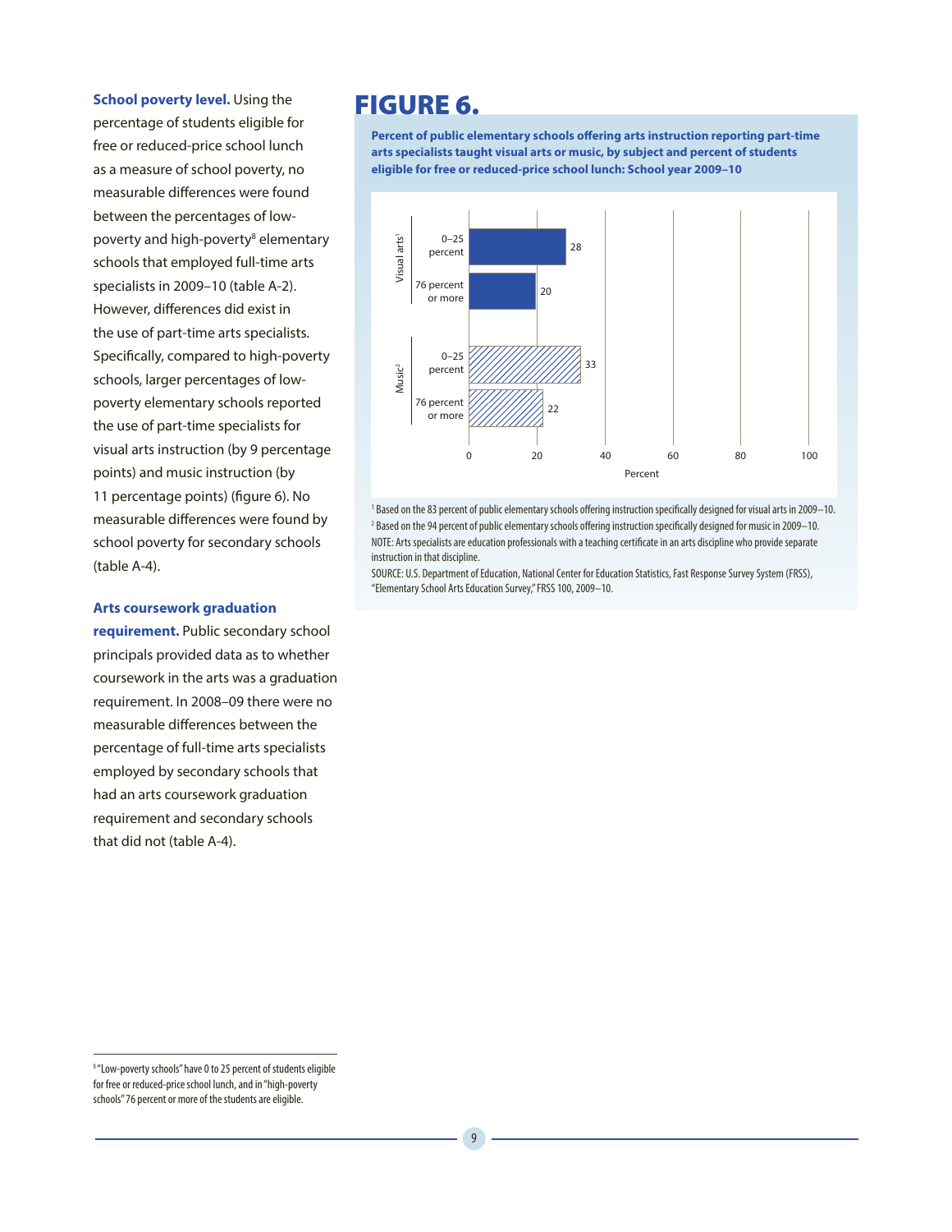**School poverty level.** Using the percentage of students eligible for free or reduced-price school lunch as a measure of school poverty, no measurable differences were found between the percentages of low-poverty and high-poverty[8] elementary schools that employed full-time arts specialists in 2009–10 (table A-2). However, differences did exist in the use of part-time arts specialists. Specifically, compared to high-poverty schools, larger percentages of low-poverty elementary schools reported the use of part-time specialists for visual arts instruction (by 9 percentage points) and music instruction (by 11 percentage points) (figure 6). No measurable differences were found by school poverty for secondary schools (table A-4).

**Arts coursework graduation requirement.** Public secondary school principals provided data as to whether coursework in the arts was a graduation requirement. In 2008–09 there were no measurable differences between the percentage of full-time arts specialists employed by secondary schools that had an arts coursework graduation requirement and secondary schools that did not (table A-4).

# FIGURE 6.

**Percent of public elementary schools offering arts instruction reporting part-time arts specialists taught visual arts or music, by subject and percent of students eligible for free or reduced-price school lunch: School year 2009–10**

| Subject | Percent of students eligible | Percent |
|---|---|---|
| Visual arts[1] | 0–25 percent | 28 |
| | 76 percent or more | 20 |
| Music[2] | 0–25 percent | 33 |
| | 76 percent or more | 22 |

[1] Based on the 83 percent of public elementary schools offering instruction specifically designed for visual arts in 2009–10.
[2] Based on the 94 percent of public elementary schools offering instruction specifically designed for music in 2009–10.
NOTE: Arts specialists are education professionals with a teaching certificate in an arts discipline who provide separate instruction in that discipline.
SOURCE: U.S. Department of Education, National Center for Education Statistics, Fast Response Survey System (FRSS), "Elementary School Arts Education Survey," FRSS 100, 2009–10.

[8] "Low-poverty schools" have 0 to 25 percent of students eligible for free or reduced-price school lunch, and in "high-poverty schools" 76 percent or more of the students are eligible.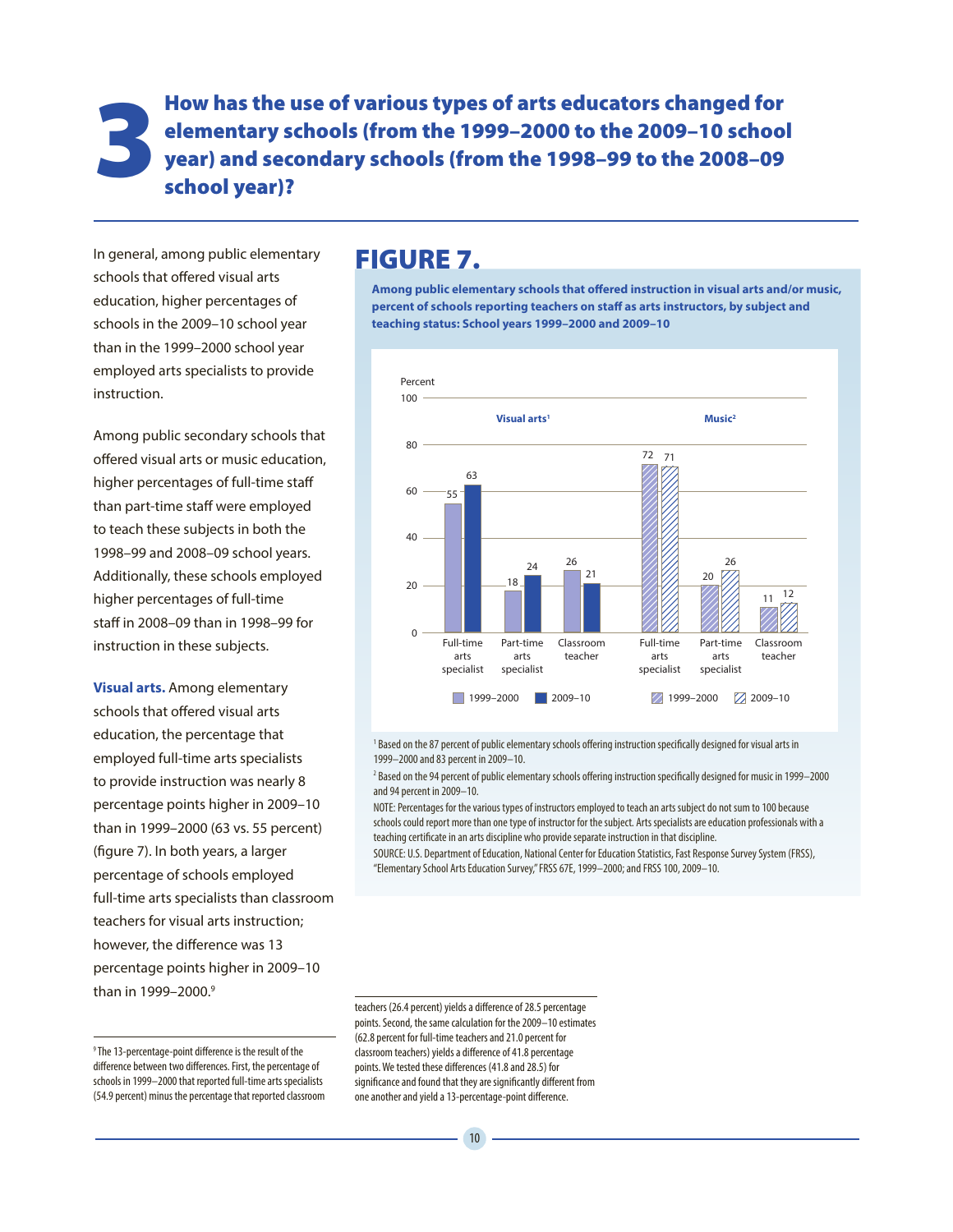# 3 How has the use of various types of arts educators changed for elementary schools (from the 1999–2000 to the 2009–10 school year) and secondary schools (from the 1998–99 to the 2008–09 school year)?

In general, among public elementary schools that offered visual arts education, higher percentages of schools in the 2009–10 school year than in the 1999–2000 school year employed arts specialists to provide instruction.

Among public secondary schools that offered visual arts or music education, higher percentages of full-time staff than part-time staff were employed to teach these subjects in both the 1998–99 and 2008–09 school years. Additionally, these schools employed higher percentages of full-time staff in 2008–09 than in 1998–99 for instruction in these subjects.

**Visual arts.** Among elementary schools that offered visual arts education, the percentage that employed full-time arts specialists to provide instruction was nearly 8 percentage points higher in 2009–10 than in 1999–2000 (63 vs. 55 percent) (figure 7). In both years, a larger percentage of schools employed full-time arts specialists than classroom teachers for visual arts instruction; however, the difference was 13 percentage points higher in 2009–10 than in 1999–2000.[9]

## FIGURE 7.

**Among public elementary schools that offered instruction in visual arts and/or music, percent of schools reporting teachers on staff as arts instructors, by subject and teaching status: School years 1999–2000 and 2009–10**

| Subject | Teaching status | 1999–2000 | 2009–10 |
|---|---|---|---|
| Visual arts[1] | Full-time arts specialist | 55 | 63 |
| | Part-time arts specialist | 18 | 24 |
| | Classroom teacher | 26 | 21 |
| Music[2] | Full-time arts specialist | 72 | 71 |
| | Part-time arts specialist | 20 | 26 |
| | Classroom teacher | 11 | 12 |

[1] Based on the 87 percent of public elementary schools offering instruction specifically designed for visual arts in 1999–2000 and 83 percent in 2009–10.

[2] Based on the 94 percent of public elementary schools offering instruction specifically designed for music in 1999–2000 and 94 percent in 2009–10.

NOTE: Percentages for the various types of instructors employed to teach an arts subject do not sum to 100 because schools could report more than one type of instructor for the subject. Arts specialists are education professionals with a teaching certificate in an arts discipline who provide separate instruction in that discipline.

SOURCE: U.S. Department of Education, National Center for Education Statistics, Fast Response Survey System (FRSS), "Elementary School Arts Education Survey," FRSS 67E, 1999–2000; and FRSS 100, 2009–10.

---

[9] The 13-percentage-point difference is the result of the difference between two differences. First, the percentage of schools in 1999–2000 that reported full-time arts specialists (54.9 percent) minus the percentage that reported classroom teachers (26.4 percent) yields a difference of 28.5 percentage points. Second, the same calculation for the 2009–10 estimates (62.8 percent for full-time teachers and 21.0 percent for classroom teachers) yields a difference of 41.8 percentage points. We tested these differences (41.8 and 28.5) for significance and found that they are significantly different from one another and yield a 13-percentage-point difference.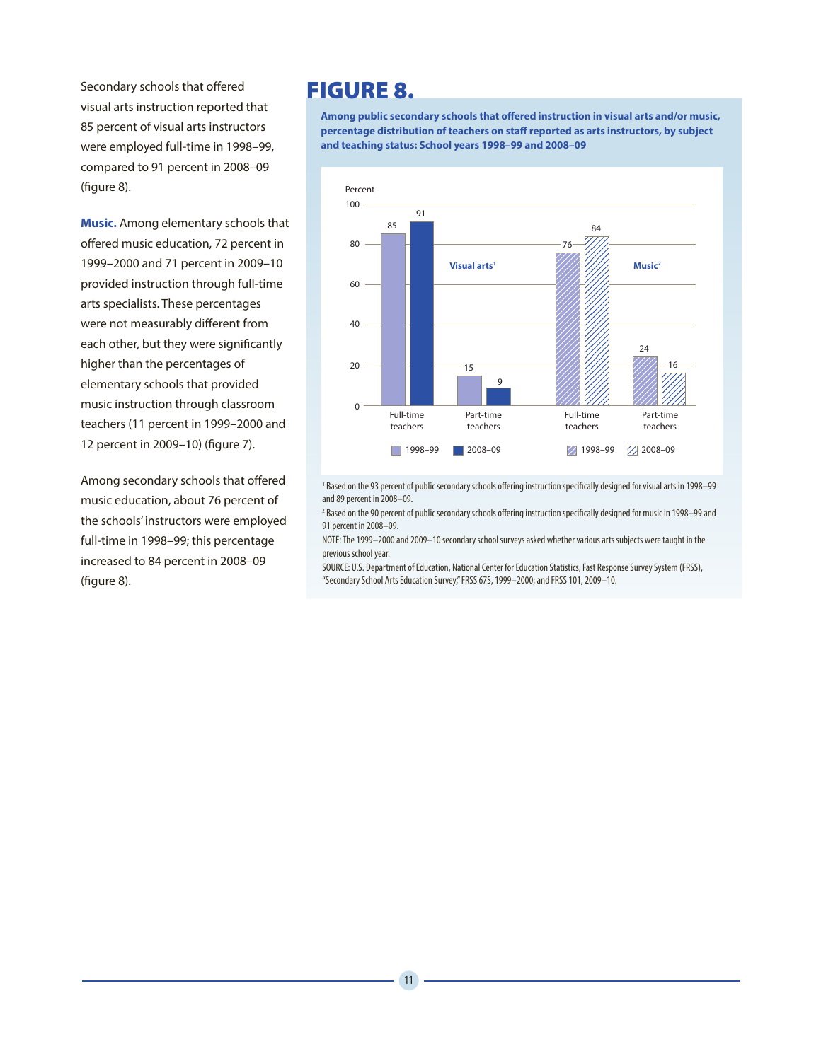Secondary schools that offered visual arts instruction reported that 85 percent of visual arts instructors were employed full-time in 1998–99, compared to 91 percent in 2008–09 (figure 8).

**Music.** Among elementary schools that offered music education, 72 percent in 1999–2000 and 71 percent in 2009–10 provided instruction through full-time arts specialists. These percentages were not measurably different from each other, but they were significantly higher than the percentages of elementary schools that provided music instruction through classroom teachers (11 percent in 1999–2000 and 12 percent in 2009–10) (figure 7).

Among secondary schools that offered music education, about 76 percent of the schools' instructors were employed full-time in 1998–99; this percentage increased to 84 percent in 2008–09 (figure 8).

## FIGURE 8.

**Among public secondary schools that offered instruction in visual arts and/or music, percentage distribution of teachers on staff reported as arts instructors, by subject and teaching status: School years 1998–99 and 2008–09**

| Subject | Teaching status | 1998–99 | 2008–09 |
|---|---|---|---|
| Visual arts[1] | Full-time teachers | 85 | 91 |
| Visual arts[1] | Part-time teachers | 15 | 9 |
| Music[2] | Full-time teachers | 76 | 84 |
| Music[2] | Part-time teachers | 24 | 16 |

[1] Based on the 93 percent of public secondary schools offering instruction specifically designed for visual arts in 1998–99 and 89 percent in 2008–09.

[2] Based on the 90 percent of public secondary schools offering instruction specifically designed for music in 1998–99 and 91 percent in 2008–09.

NOTE: The 1999–2000 and 2009–10 secondary school surveys asked whether various arts subjects were taught in the previous school year.

SOURCE: U.S. Department of Education, National Center for Education Statistics, Fast Response Survey System (FRSS), "Secondary School Arts Education Survey," FRSS 67S, 1999–2000; and FRSS 101, 2009–10.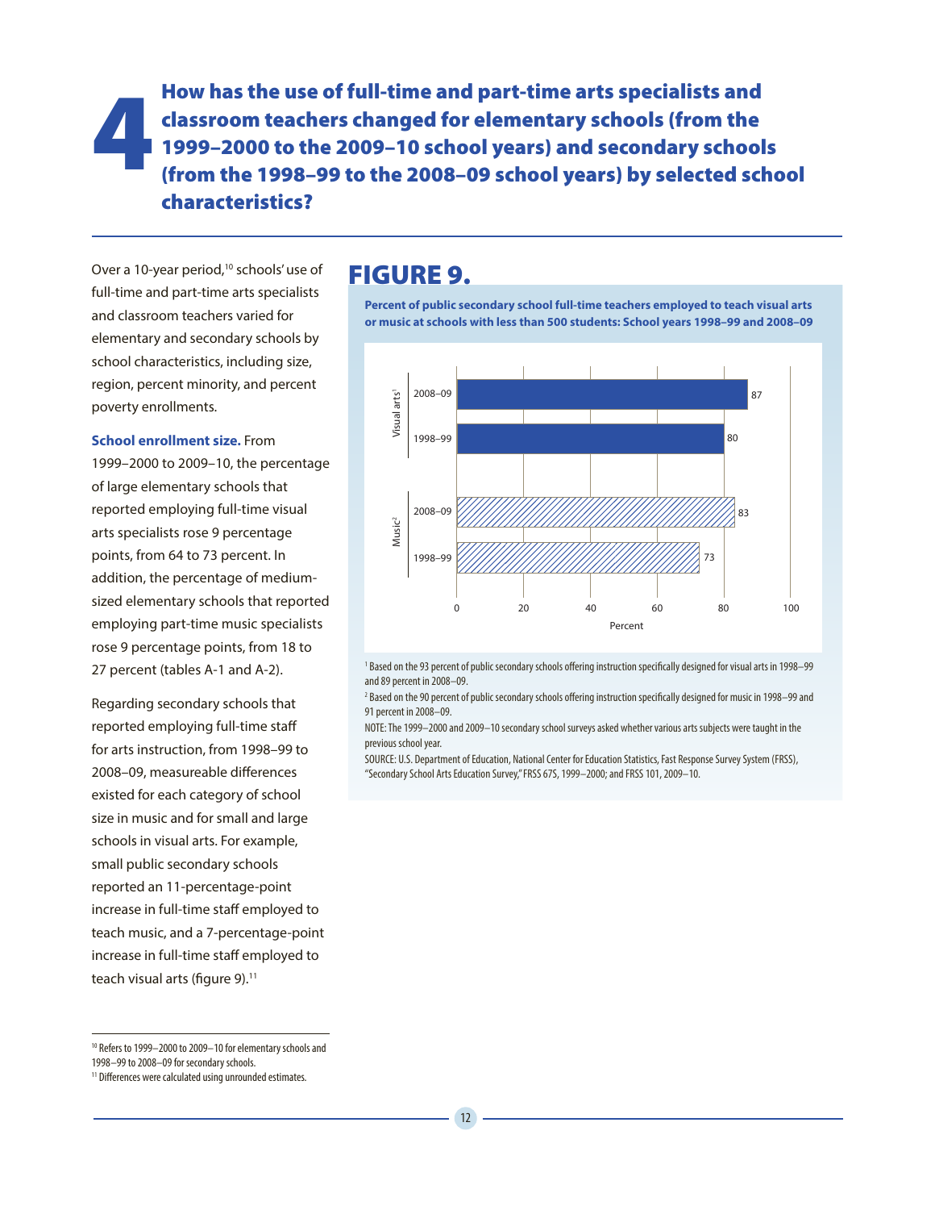# 4 How has the use of full-time and part-time arts specialists and classroom teachers changed for elementary schools (from the 1999–2000 to the 2009–10 school years) and secondary schools (from the 1998–99 to the 2008–09 school years) by selected school characteristics?

Over a 10-year period,[10] schools' use of full-time and part-time arts specialists and classroom teachers varied for elementary and secondary schools by school characteristics, including size, region, percent minority, and percent poverty enrollments.

**School enrollment size.** From 1999–2000 to 2009–10, the percentage of large elementary schools that reported employing full-time visual arts specialists rose 9 percentage points, from 64 to 73 percent. In addition, the percentage of medium-sized elementary schools that reported employing part-time music specialists rose 9 percentage points, from 18 to 27 percent (tables A-1 and A-2).

Regarding secondary schools that reported employing full-time staff for arts instruction, from 1998–99 to 2008–09, measureable differences existed for each category of school size in music and for small and large schools in visual arts. For example, small public secondary schools reported an 11-percentage-point increase in full-time staff employed to teach music, and a 7-percentage-point increase in full-time staff employed to teach visual arts (figure 9).[11]

## FIGURE 9.

**Percent of public secondary school full-time teachers employed to teach visual arts or music at schools with less than 500 students: School years 1998–99 and 2008–09**

| Subject | School year | Percent |
|---|---|---|
| Visual arts[1] | 2008–09 | 87 |
| | 1998–99 | 80 |
| Music[2] | 2008–09 | 83 |
| | 1998–99 | 73 |

[1] Based on the 93 percent of public secondary schools offering instruction specifically designed for visual arts in 1998–99 and 89 percent in 2008–09.

[2] Based on the 90 percent of public secondary schools offering instruction specifically designed for music in 1998–99 and 91 percent in 2008–09.

NOTE: The 1999–2000 and 2009–10 secondary school surveys asked whether various arts subjects were taught in the previous school year.

SOURCE: U.S. Department of Education, National Center for Education Statistics, Fast Response Survey System (FRSS), "Secondary School Arts Education Survey," FRSS 67S, 1999–2000; and FRSS 101, 2009–10.

---

[10] Refers to 1999–2000 to 2009–10 for elementary schools and 1998–99 to 2008–09 for secondary schools.

[11] Differences were calculated using unrounded estimates.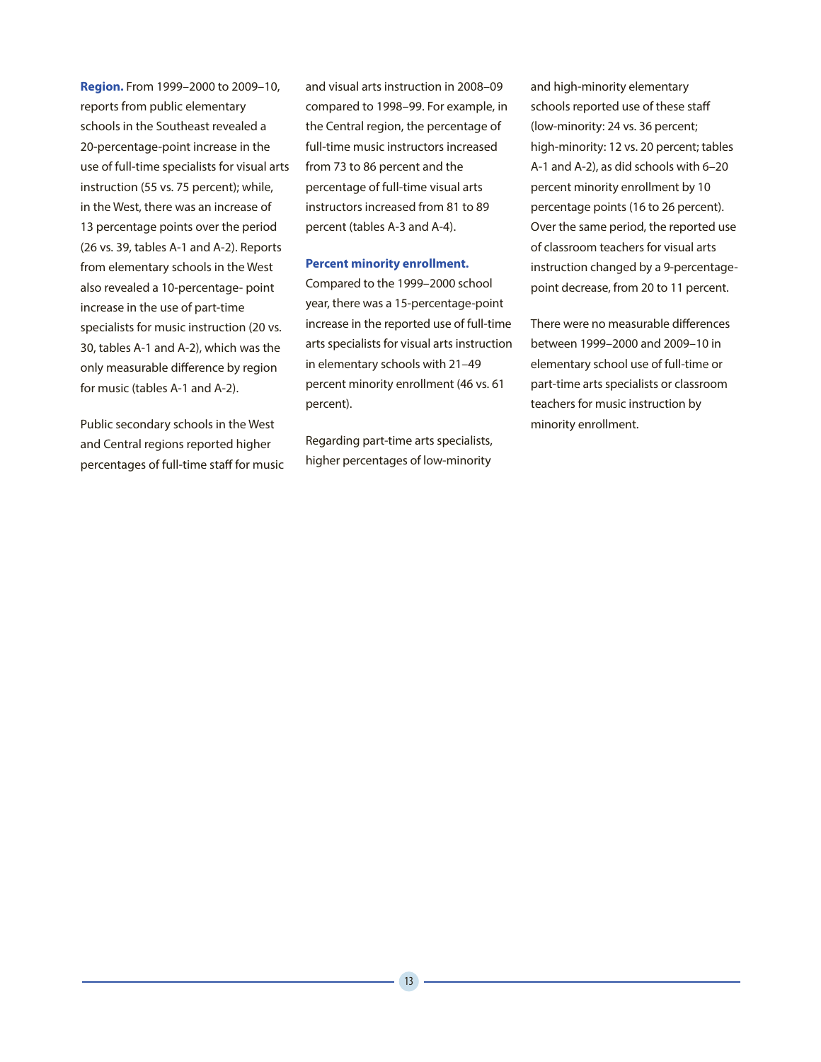**Region.** From 1999–2000 to 2009–10, reports from public elementary schools in the Southeast revealed a 20-percentage-point increase in the use of full-time specialists for visual arts instruction (55 vs. 75 percent); while, in the West, there was an increase of 13 percentage points over the period (26 vs. 39, tables A-1 and A-2). Reports from elementary schools in the West also revealed a 10-percentage- point increase in the use of part-time specialists for music instruction (20 vs. 30, tables A-1 and A-2), which was the only measurable difference by region for music (tables A-1 and A-2).

Public secondary schools in the West and Central regions reported higher percentages of full-time staff for music and visual arts instruction in 2008–09 compared to 1998–99. For example, in the Central region, the percentage of full-time music instructors increased from 73 to 86 percent and the percentage of full-time visual arts instructors increased from 81 to 89 percent (tables A-3 and A-4).

**Percent minority enrollment.** Compared to the 1999–2000 school year, there was a 15-percentage-point increase in the reported use of full-time arts specialists for visual arts instruction in elementary schools with 21–49 percent minority enrollment (46 vs. 61 percent).

Regarding part-time arts specialists, higher percentages of low-minority and high-minority elementary schools reported use of these staff (low-minority: 24 vs. 36 percent; high-minority: 12 vs. 20 percent; tables A-1 and A-2), as did schools with 6–20 percent minority enrollment by 10 percentage points (16 to 26 percent). Over the same period, the reported use of classroom teachers for visual arts instruction changed by a 9-percentage-point decrease, from 20 to 11 percent.

There were no measurable differences between 1999–2000 and 2009–10 in elementary school use of full-time or part-time arts specialists or classroom teachers for music instruction by minority enrollment.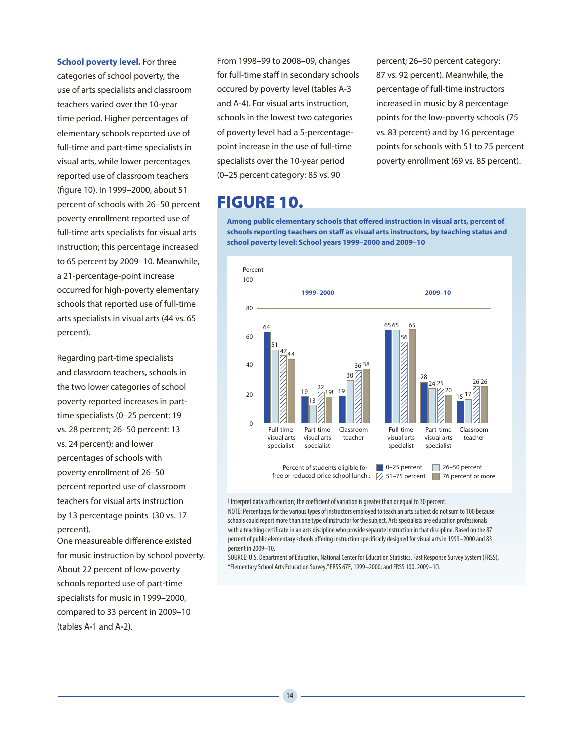**School poverty level.** For three categories of school poverty, the use of arts specialists and classroom teachers varied over the 10-year time period. Higher percentages of elementary schools reported use of full-time and part-time specialists in visual arts, while lower percentages reported use of classroom teachers (figure 10). In 1999–2000, about 51 percent of schools with 26–50 percent poverty enrollment reported use of full-time arts specialists for visual arts instruction; this percentage increased to 65 percent by 2009–10. Meanwhile, a 21-percentage-point increase occurred for high-poverty elementary schools that reported use of full-time arts specialists in visual arts (44 vs. 65 percent).

Regarding part-time specialists and classroom teachers, schools in the two lower categories of school poverty reported increases in part-time specialists (0–25 percent: 19 vs. 28 percent; 26–50 percent: 13 vs. 24 percent); and lower percentages of schools with poverty enrollment of 26–50 percent reported use of classroom teachers for visual arts instruction by 13 percentage points (30 vs. 17 percent).

One measureable difference existed for music instruction by school poverty. About 22 percent of low-poverty schools reported use of part-time specialists for music in 1999–2000, compared to 33 percent in 2009–10 (tables A-1 and A-2).

From 1998–99 to 2008–09, changes for full-time staff in secondary schools occured by poverty level (tables A-3 and A-4). For visual arts instruction, schools in the lowest two categories of poverty level had a 5-percentage-point increase in the use of full-time specialists over the 10-year period (0–25 percent category: 85 vs. 90 percent; 26–50 percent category: 87 vs. 92 percent). Meanwhile, the percentage of full-time instructors increased in music by 8 percentage points for the low-poverty schools (75 vs. 83 percent) and by 16 percentage points for schools with 51 to 75 percent poverty enrollment (69 vs. 85 percent).

## FIGURE 10.

**Among public elementary schools that offered instruction in visual arts, percent of schools reporting teachers on staff as visual arts instructors, by teaching status and school poverty level: School years 1999–2000 and 2009–10**

| Percent of students eligible for free or reduced-price school lunch | 1999–2000: Full-time visual arts specialist | 1999–2000: Part-time visual arts specialist | 1999–2000: Classroom teacher | 2009–10: Full-time visual arts specialist | 2009–10: Part-time visual arts specialist | 2009–10: Classroom teacher |
|---|---|---|---|---|---|---|
| 0–25 percent | 64 | 19 | 19 | 65 | 28 | 15 |
| 26–50 percent | 51 | 13 | 30 | 65 | 24 | 17 |
| 51–75 percent | 47 | 22 | 36 | 56 | 25 | 26 |
| 76 percent or more | 44 | 19! | 38 | 65 | 20 | 26 |

! Interpret data with caution; the coefficient of variation is greater than or equal to 30 percent.

NOTE: Percentages for the various types of instructors employed to teach an arts subject do not sum to 100 because schools could report more than one type of instructor for the subject. Arts specialists are education professionals with a teaching certificate in an arts discipline who provide separate instruction in that discipline. Based on the 87 percent of public elementary schools offering instruction specifically designed for visual arts in 1999–2000 and 83 percent in 2009–10.

SOURCE: U.S. Department of Education, National Center for Education Statistics, Fast Response Survey System (FRSS), "Elementary School Arts Education Survey," FRSS 67E, 1999–2000; and FRSS 100, 2009–10.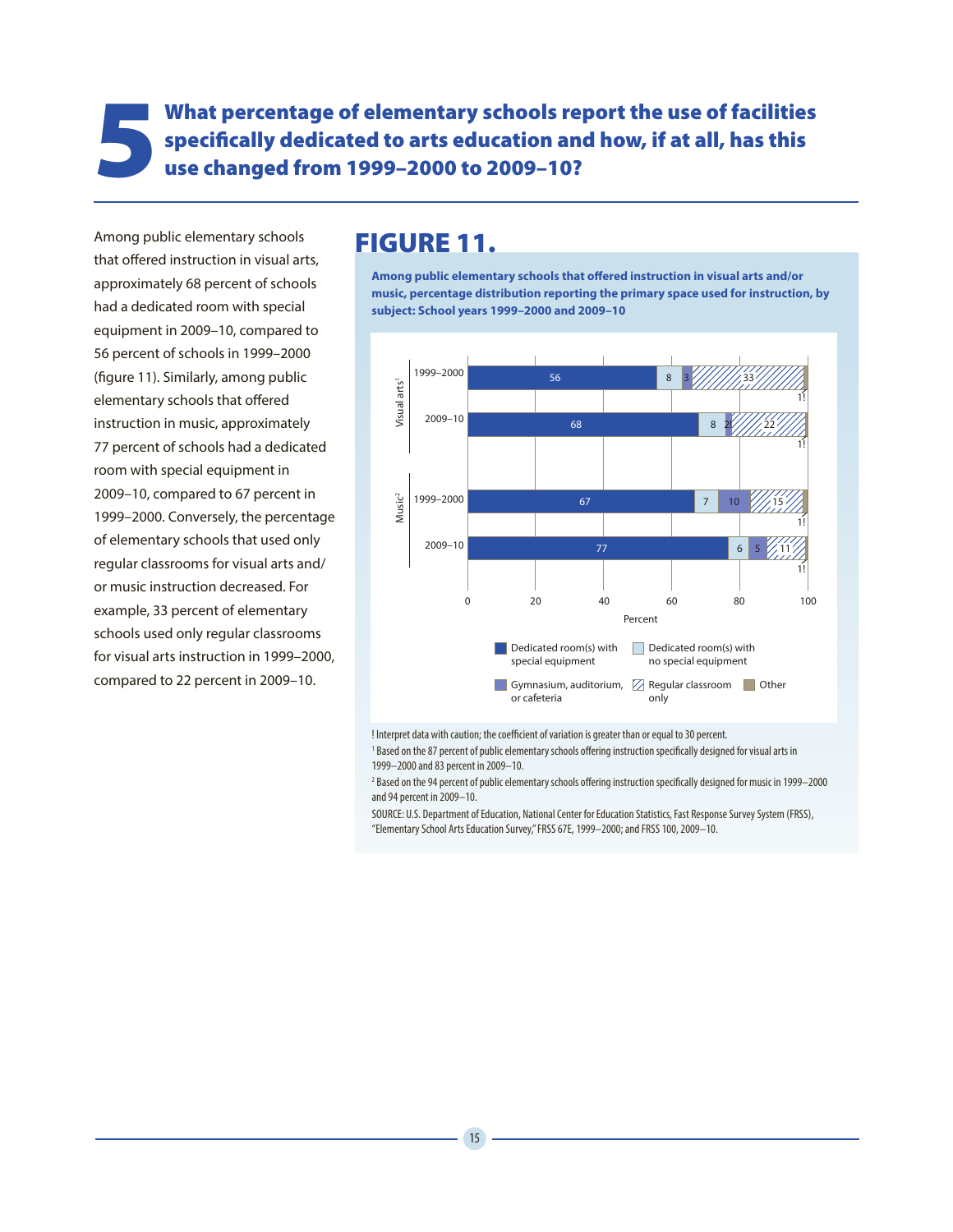# 5 What percentage of elementary schools report the use of facilities specifically dedicated to arts education and how, if at all, has this use changed from 1999–2000 to 2009–10?

Among public elementary schools that offered instruction in visual arts, approximately 68 percent of schools had a dedicated room with special equipment in 2009–10, compared to 56 percent of schools in 1999–2000 (figure 11). Similarly, among public elementary schools that offered instruction in music, approximately 77 percent of schools had a dedicated room with special equipment in 2009–10, compared to 67 percent in 1999–2000. Conversely, the percentage of elementary schools that used only regular classrooms for visual arts and/or music instruction decreased. For example, 33 percent of elementary schools used only regular classrooms for visual arts instruction in 1999–2000, compared to 22 percent in 2009–10.

## FIGURE 11.

**Among public elementary schools that offered instruction in visual arts and/or music, percentage distribution reporting the primary space used for instruction, by subject: School years 1999–2000 and 2009–10**

| Subject | School year | Dedicated room(s) with special equipment | Dedicated room(s) with no special equipment | Gymnasium, auditorium, or cafeteria | Regular classroom only | Other |
|---|---|---|---|---|---|---|
| Visual arts[1] | 1999–2000 | 56 | 8 | 3 | 33 | 1! |
| | 2009–10 | 68 | 8 | 2! | 22 | 1! |
| Music[2] | 1999–2000 | 67 | 7 | 10 | 15 | 1! |
| | 2009–10 | 77 | 6 | 5 | 11 | 1! |

! Interpret data with caution; the coefficient of variation is greater than or equal to 30 percent.

[1] Based on the 87 percent of public elementary schools offering instruction specifically designed for visual arts in 1999–2000 and 83 percent in 2009–10.

[2] Based on the 94 percent of public elementary schools offering instruction specifically designed for music in 1999–2000 and 94 percent in 2009–10.

SOURCE: U.S. Department of Education, National Center for Education Statistics, Fast Response Survey System (FRSS), "Elementary School Arts Education Survey," FRSS 67E, 1999–2000; and FRSS 100, 2009–10.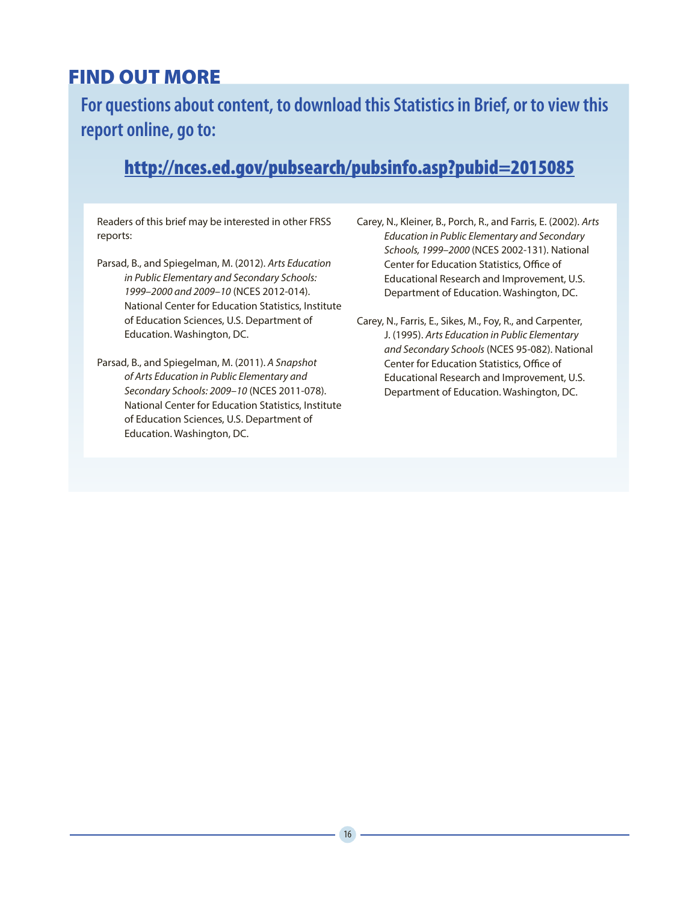# FIND OUT MORE

**For questions about content, to download this Statistics in Brief, or to view this report online, go to:**

**http://nces.ed.gov/pubsearch/pubsinfo.asp?pubid=2015085**

Readers of this brief may be interested in other FRSS reports:

Parsad, B., and Spiegelman, M. (2012). *Arts Education in Public Elementary and Secondary Schools: 1999–2000 and 2009–10* (NCES 2012-014). National Center for Education Statistics, Institute of Education Sciences, U.S. Department of Education. Washington, DC.

Parsad, B., and Spiegelman, M. (2011). *A Snapshot of Arts Education in Public Elementary and Secondary Schools: 2009–10* (NCES 2011-078). National Center for Education Statistics, Institute of Education Sciences, U.S. Department of Education. Washington, DC.

Carey, N., Kleiner, B., Porch, R., and Farris, E. (2002). *Arts Education in Public Elementary and Secondary Schools, 1999–2000* (NCES 2002-131). National Center for Education Statistics, Office of Educational Research and Improvement, U.S. Department of Education. Washington, DC.

Carey, N., Farris, E., Sikes, M., Foy, R., and Carpenter, J. (1995). *Arts Education in Public Elementary and Secondary Schools* (NCES 95-082). National Center for Education Statistics, Office of Educational Research and Improvement, U.S. Department of Education. Washington, DC.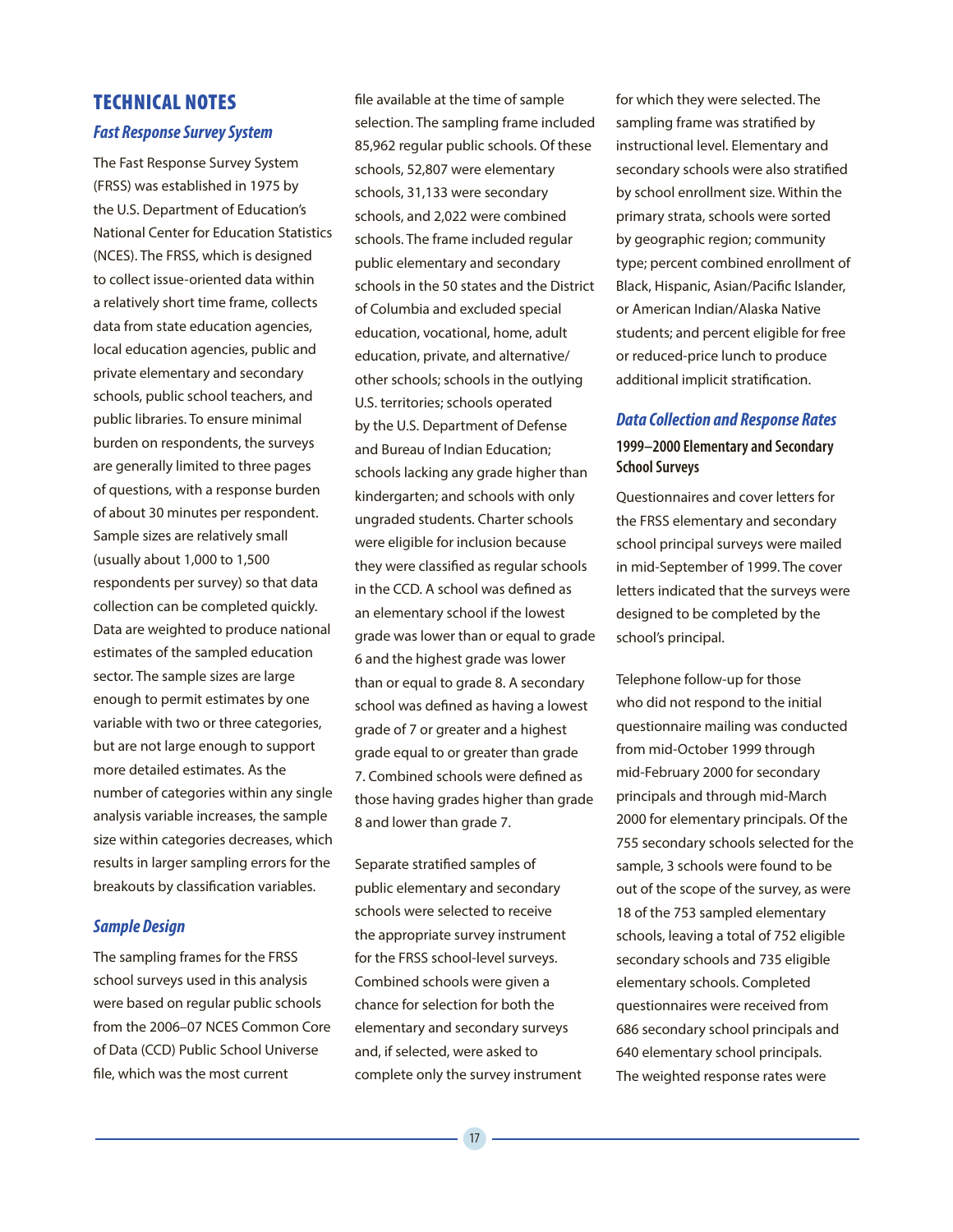# TECHNICAL NOTES

## Fast Response Survey System

The Fast Response Survey System (FRSS) was established in 1975 by the U.S. Department of Education's National Center for Education Statistics (NCES). The FRSS, which is designed to collect issue-oriented data within a relatively short time frame, collects data from state education agencies, local education agencies, public and private elementary and secondary schools, public school teachers, and public libraries. To ensure minimal burden on respondents, the surveys are generally limited to three pages of questions, with a response burden of about 30 minutes per respondent. Sample sizes are relatively small (usually about 1,000 to 1,500 respondents per survey) so that data collection can be completed quickly. Data are weighted to produce national estimates of the sampled education sector. The sample sizes are large enough to permit estimates by one variable with two or three categories, but are not large enough to support more detailed estimates. As the number of categories within any single analysis variable increases, the sample size within categories decreases, which results in larger sampling errors for the breakouts by classification variables.

## Sample Design

The sampling frames for the FRSS school surveys used in this analysis were based on regular public schools from the 2006–07 NCES Common Core of Data (CCD) Public School Universe file, which was the most current file available at the time of sample selection. The sampling frame included 85,962 regular public schools. Of these schools, 52,807 were elementary schools, 31,133 were secondary schools, and 2,022 were combined schools. The frame included regular public elementary and secondary schools in the 50 states and the District of Columbia and excluded special education, vocational, home, adult education, private, and alternative/other schools; schools in the outlying U.S. territories; schools operated by the U.S. Department of Defense and Bureau of Indian Education; schools lacking any grade higher than kindergarten; and schools with only ungraded students. Charter schools were eligible for inclusion because they were classified as regular schools in the CCD. A school was defined as an elementary school if the lowest grade was lower than or equal to grade 6 and the highest grade was lower than or equal to grade 8. A secondary school was defined as having a lowest grade of 7 or greater and a highest grade equal to or greater than grade 7. Combined schools were defined as those having grades higher than grade 8 and lower than grade 7.

Separate stratified samples of public elementary and secondary schools were selected to receive the appropriate survey instrument for the FRSS school-level surveys. Combined schools were given a chance for selection for both the elementary and secondary surveys and, if selected, were asked to complete only the survey instrument for which they were selected. The sampling frame was stratified by instructional level. Elementary and secondary schools were also stratified by school enrollment size. Within the primary strata, schools were sorted by geographic region; community type; percent combined enrollment of Black, Hispanic, Asian/Pacific Islander, or American Indian/Alaska Native students; and percent eligible for free or reduced-price lunch to produce additional implicit stratification.

## Data Collection and Response Rates

### 1999–2000 Elementary and Secondary School Surveys

Questionnaires and cover letters for the FRSS elementary and secondary school principal surveys were mailed in mid-September of 1999. The cover letters indicated that the surveys were designed to be completed by the school's principal.

Telephone follow-up for those who did not respond to the initial questionnaire mailing was conducted from mid-October 1999 through mid-February 2000 for secondary principals and through mid-March 2000 for elementary principals. Of the 755 secondary schools selected for the sample, 3 schools were found to be out of the scope of the survey, as were 18 of the 753 sampled elementary schools, leaving a total of 752 eligible secondary schools and 735 eligible elementary schools. Completed questionnaires were received from 686 secondary school principals and 640 elementary school principals. The weighted response rates were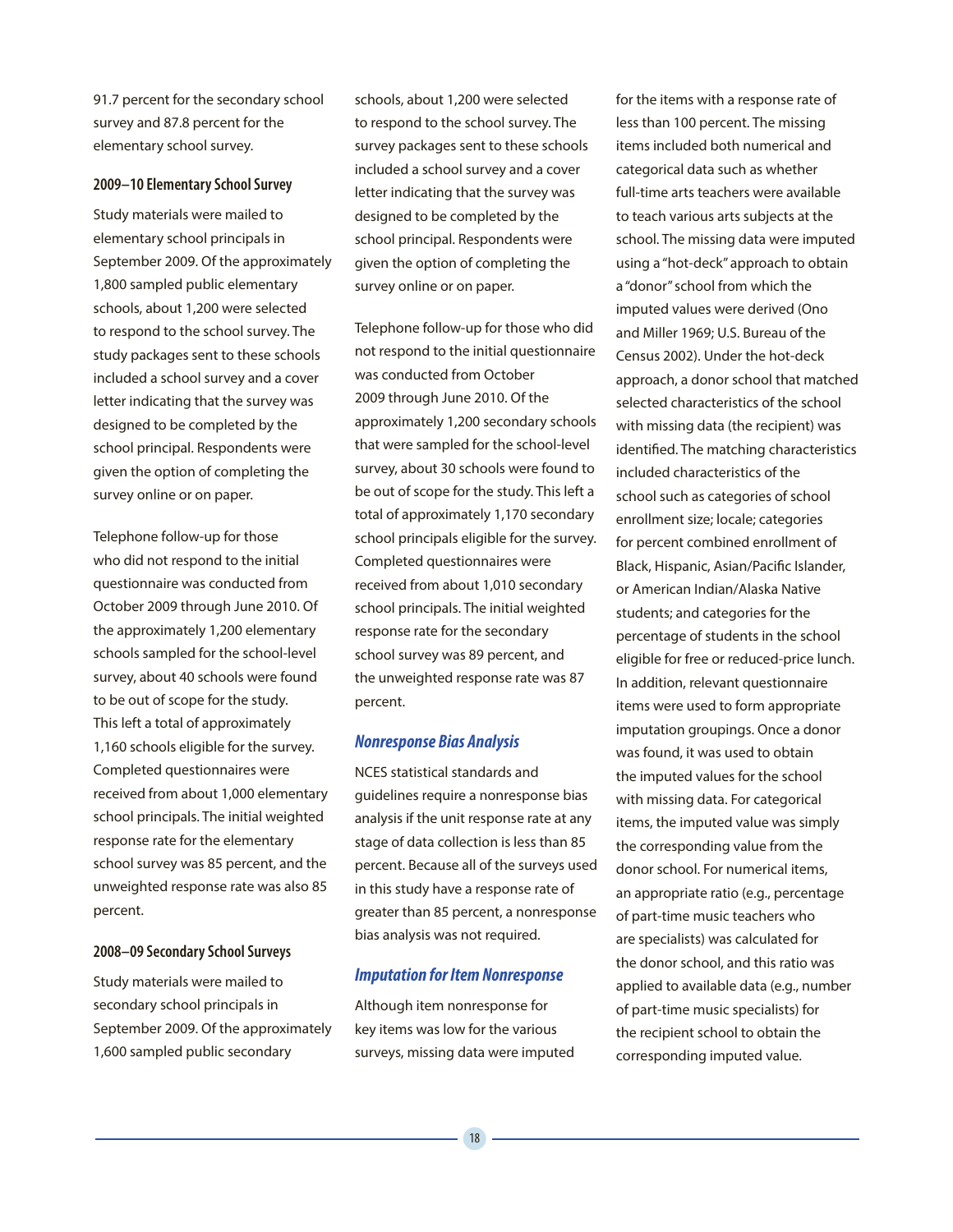91.7 percent for the secondary school survey and 87.8 percent for the elementary school survey.

### 2009–10 Elementary School Survey

Study materials were mailed to elementary school principals in September 2009. Of the approximately 1,800 sampled public elementary schools, about 1,200 were selected to respond to the school survey. The study packages sent to these schools included a school survey and a cover letter indicating that the survey was designed to be completed by the school principal. Respondents were given the option of completing the survey online or on paper.

Telephone follow-up for those who did not respond to the initial questionnaire was conducted from October 2009 through June 2010. Of the approximately 1,200 elementary schools sampled for the school-level survey, about 40 schools were found to be out of scope for the study. This left a total of approximately 1,160 schools eligible for the survey. Completed questionnaires were received from about 1,000 elementary school principals. The initial weighted response rate for the elementary school survey was 85 percent, and the unweighted response rate was also 85 percent.

### 2008–09 Secondary School Surveys

Study materials were mailed to secondary school principals in September 2009. Of the approximately 1,600 sampled public secondary schools, about 1,200 were selected to respond to the school survey. The survey packages sent to these schools included a school survey and a cover letter indicating that the survey was designed to be completed by the school principal. Respondents were given the option of completing the survey online or on paper.

Telephone follow-up for those who did not respond to the initial questionnaire was conducted from October 2009 through June 2010. Of the approximately 1,200 secondary schools that were sampled for the school-level survey, about 30 schools were found to be out of scope for the study. This left a total of approximately 1,170 secondary school principals eligible for the survey. Completed questionnaires were received from about 1,010 secondary school principals. The initial weighted response rate for the secondary school survey was 89 percent, and the unweighted response rate was 87 percent.

## *Nonresponse Bias Analysis*

NCES statistical standards and guidelines require a nonresponse bias analysis if the unit response rate at any stage of data collection is less than 85 percent. Because all of the surveys used in this study have a response rate of greater than 85 percent, a nonresponse bias analysis was not required.

## *Imputation for Item Nonresponse*

Although item nonresponse for key items was low for the various surveys, missing data were imputed for the items with a response rate of less than 100 percent. The missing items included both numerical and categorical data such as whether full-time arts teachers were available to teach various arts subjects at the school. The missing data were imputed using a "hot-deck" approach to obtain a "donor" school from which the imputed values were derived (Ono and Miller 1969; U.S. Bureau of the Census 2002). Under the hot-deck approach, a donor school that matched selected characteristics of the school with missing data (the recipient) was identified. The matching characteristics included characteristics of the school such as categories of school enrollment size; locale; categories for percent combined enrollment of Black, Hispanic, Asian/Pacific Islander, or American Indian/Alaska Native students; and categories for the percentage of students in the school eligible for free or reduced-price lunch. In addition, relevant questionnaire items were used to form appropriate imputation groupings. Once a donor was found, it was used to obtain the imputed values for the school with missing data. For categorical items, the imputed value was simply the corresponding value from the donor school. For numerical items, an appropriate ratio (e.g., percentage of part-time music teachers who are specialists) was calculated for the donor school, and this ratio was applied to available data (e.g., number of part-time music specialists) for the recipient school to obtain the corresponding imputed value.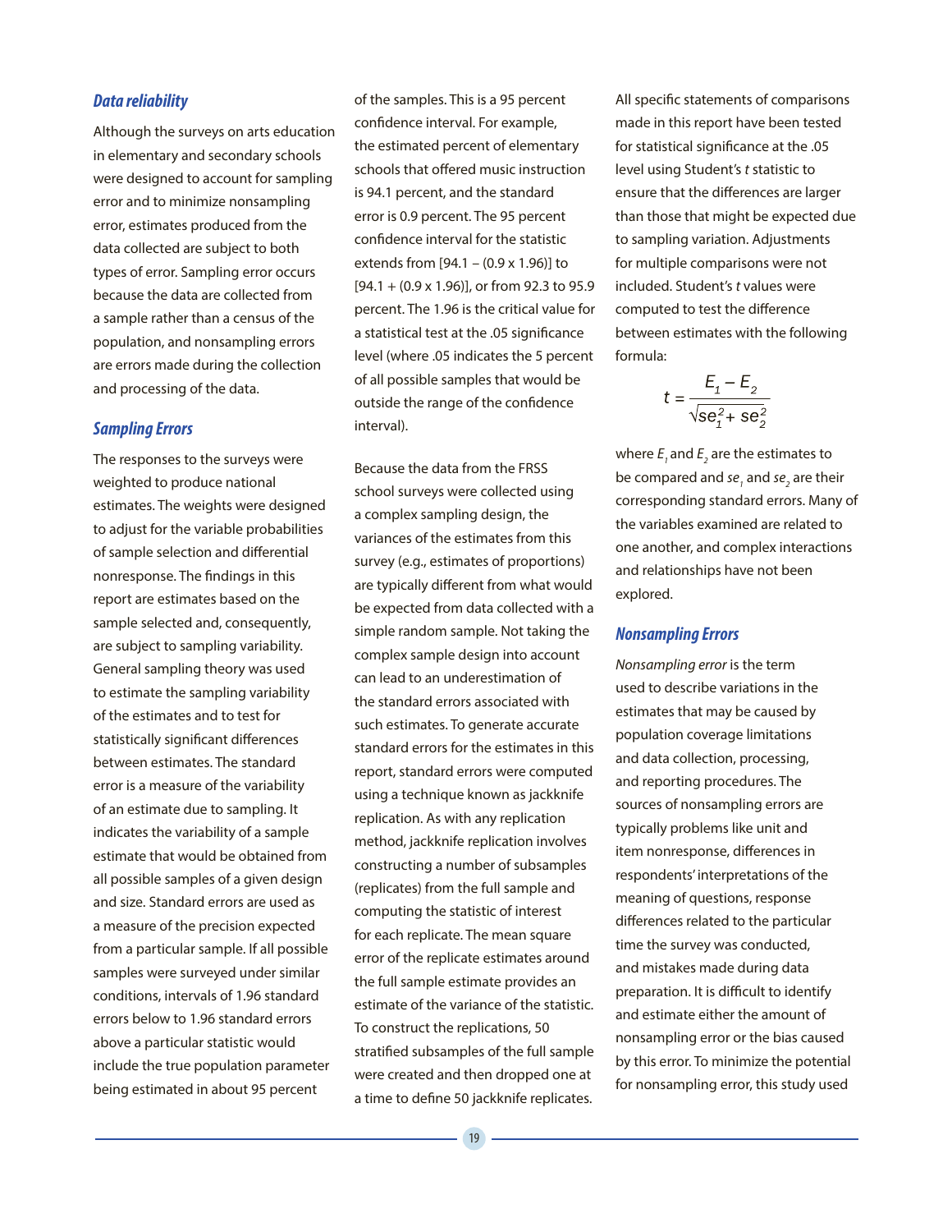### *Data reliability*

Although the surveys on arts education in elementary and secondary schools were designed to account for sampling error and to minimize nonsampling error, estimates produced from the data collected are subject to both types of error. Sampling error occurs because the data are collected from a sample rather than a census of the population, and nonsampling errors are errors made during the collection and processing of the data.

### *Sampling Errors*

The responses to the surveys were weighted to produce national estimates. The weights were designed to adjust for the variable probabilities of sample selection and differential nonresponse. The findings in this report are estimates based on the sample selected and, consequently, are subject to sampling variability. General sampling theory was used to estimate the sampling variability of the estimates and to test for statistically significant differences between estimates. The standard error is a measure of the variability of an estimate due to sampling. It indicates the variability of a sample estimate that would be obtained from all possible samples of a given design and size. Standard errors are used as a measure of the precision expected from a particular sample. If all possible samples were surveyed under similar conditions, intervals of 1.96 standard errors below to 1.96 standard errors above a particular statistic would include the true population parameter being estimated in about 95 percent of the samples. This is a 95 percent confidence interval. For example, the estimated percent of elementary schools that offered music instruction is 94.1 percent, and the standard error is 0.9 percent. The 95 percent confidence interval for the statistic extends from [94.1 – (0.9 x 1.96)] to [94.1 + (0.9 x 1.96)], or from 92.3 to 95.9 percent. The 1.96 is the critical value for a statistical test at the .05 significance level (where .05 indicates the 5 percent of all possible samples that would be outside the range of the confidence interval).

Because the data from the FRSS school surveys were collected using a complex sampling design, the variances of the estimates from this survey (e.g., estimates of proportions) are typically different from what would be expected from data collected with a simple random sample. Not taking the complex sample design into account can lead to an underestimation of the standard errors associated with such estimates. To generate accurate standard errors for the estimates in this report, standard errors were computed using a technique known as jackknife replication. As with any replication method, jackknife replication involves constructing a number of subsamples (replicates) from the full sample and computing the statistic of interest for each replicate. The mean square error of the replicate estimates around the full sample estimate provides an estimate of the variance of the statistic. To construct the replications, 50 stratified subsamples of the full sample were created and then dropped one at a time to define 50 jackknife replicates.

All specific statements of comparisons made in this report have been tested for statistical significance at the .05 level using Student's *t* statistic to ensure that the differences are larger than those that might be expected due to sampling variation. Adjustments for multiple comparisons were not included. Student's *t* values were computed to test the difference between estimates with the following formula:

$$t = \frac{E_1 - E_2}{\sqrt{se_1^2 + se_2^2}}$$

where $E_1$ and $E_2$ are the estimates to be compared and $se_1$ and $se_2$ are their corresponding standard errors. Many of the variables examined are related to one another, and complex interactions and relationships have not been explored.

### *Nonsampling Errors*

*Nonsampling error* is the term used to describe variations in the estimates that may be caused by population coverage limitations and data collection, processing, and reporting procedures. The sources of nonsampling errors are typically problems like unit and item nonresponse, differences in respondents' interpretations of the meaning of questions, response differences related to the particular time the survey was conducted, and mistakes made during data preparation. It is difficult to identify and estimate either the amount of nonsampling error or the bias caused by this error. To minimize the potential for nonsampling error, this study used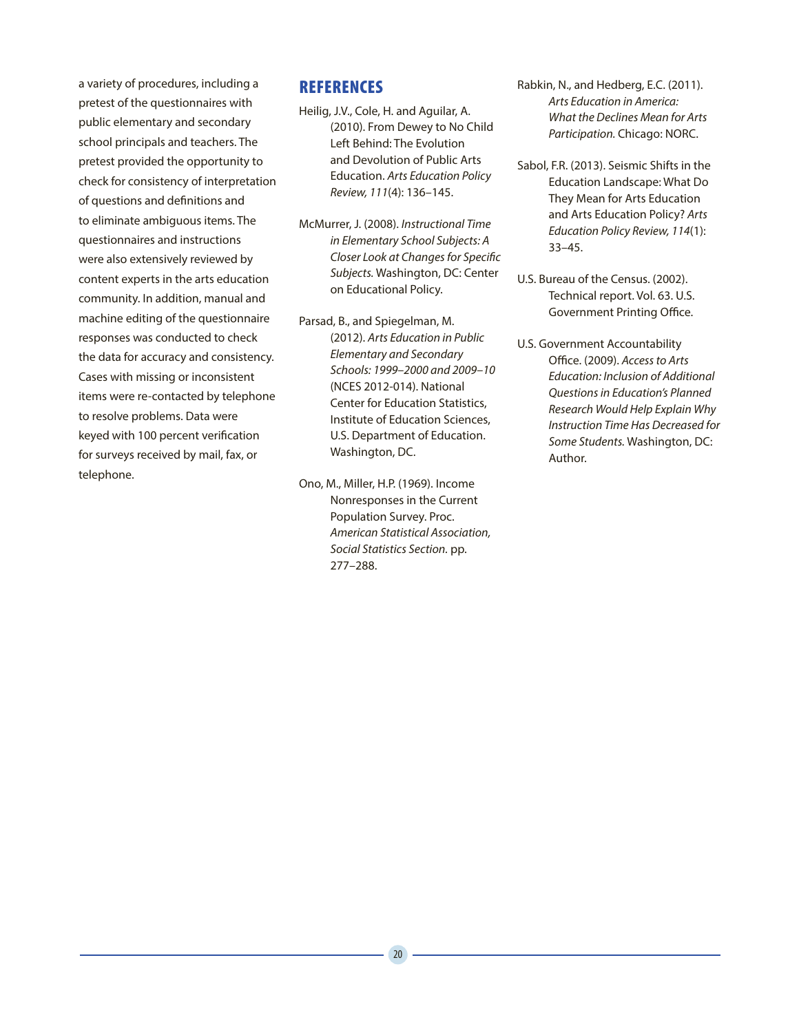a variety of procedures, including a pretest of the questionnaires with public elementary and secondary school principals and teachers. The pretest provided the opportunity to check for consistency of interpretation of questions and definitions and to eliminate ambiguous items. The questionnaires and instructions were also extensively reviewed by content experts in the arts education community. In addition, manual and machine editing of the questionnaire responses was conducted to check the data for accuracy and consistency. Cases with missing or inconsistent items were re-contacted by telephone to resolve problems. Data were keyed with 100 percent verification for surveys received by mail, fax, or telephone.

## REFERENCES

Heilig, J.V., Cole, H. and Aguilar, A. (2010). From Dewey to No Child Left Behind: The Evolution and Devolution of Public Arts Education. *Arts Education Policy Review, 111*(4): 136–145.

McMurrer, J. (2008). *Instructional Time in Elementary School Subjects: A Closer Look at Changes for Specific Subjects.* Washington, DC: Center on Educational Policy.

Parsad, B., and Spiegelman, M. (2012). *Arts Education in Public Elementary and Secondary Schools: 1999–2000 and 2009–10* (NCES 2012-014). National Center for Education Statistics, Institute of Education Sciences, U.S. Department of Education. Washington, DC.

Ono, M., Miller, H.P. (1969). Income Nonresponses in the Current Population Survey. Proc. *American Statistical Association, Social Statistics Section.* pp. 277–288.

Rabkin, N., and Hedberg, E.C. (2011). *Arts Education in America: What the Declines Mean for Arts Participation.* Chicago: NORC.

Sabol, F.R. (2013). Seismic Shifts in the Education Landscape: What Do They Mean for Arts Education and Arts Education Policy? *Arts Education Policy Review, 114*(1): 33–45.

U.S. Bureau of the Census. (2002). Technical report. Vol. 63. U.S. Government Printing Office.

U.S. Government Accountability Office. (2009). *Access to Arts Education: Inclusion of Additional Questions in Education's Planned Research Would Help Explain Why Instruction Time Has Decreased for Some Students.* Washington, DC: Author.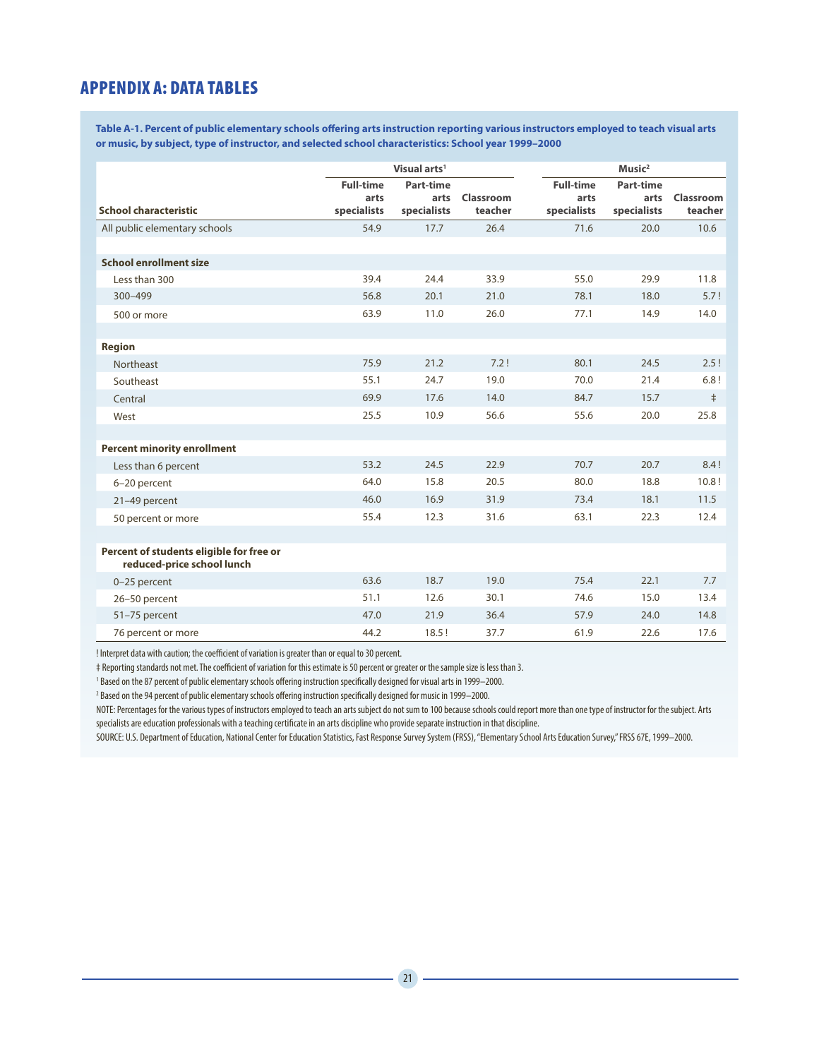# APPENDIX A: DATA TABLES

**Table A-1. Percent of public elementary schools offering arts instruction reporting various instructors employed to teach visual arts or music, by subject, type of instructor, and selected school characteristics: School year 1999–2000**

| School characteristic | Visual arts[1] | | | Music[2] | | |
|---|---|---|---|---|---|---|
| | Full-time arts specialists | Part-time arts specialists | Classroom teacher | Full-time arts specialists | Part-time arts specialists | Classroom teacher |
| All public elementary schools | 54.9 | 17.7 | 26.4 | 71.6 | 20.0 | 10.6 |
| **School enrollment size** | | | | | | |
| Less than 300 | 39.4 | 24.4 | 33.9 | 55.0 | 29.9 | 11.8 |
| 300–499 | 56.8 | 20.1 | 21.0 | 78.1 | 18.0 | 5.7 ! |
| 500 or more | 63.9 | 11.0 | 26.0 | 77.1 | 14.9 | 14.0 |
| **Region** | | | | | | |
| Northeast | 75.9 | 21.2 | 7.2 ! | 80.1 | 24.5 | 2.5 ! |
| Southeast | 55.1 | 24.7 | 19.0 | 70.0 | 21.4 | 6.8 ! |
| Central | 69.9 | 17.6 | 14.0 | 84.7 | 15.7 | ‡ |
| West | 25.5 | 10.9 | 56.6 | 55.6 | 20.0 | 25.8 |
| **Percent minority enrollment** | | | | | | |
| Less than 6 percent | 53.2 | 24.5 | 22.9 | 70.7 | 20.7 | 8.4 ! |
| 6–20 percent | 64.0 | 15.8 | 20.5 | 80.0 | 18.8 | 10.8 ! |
| 21–49 percent | 46.0 | 16.9 | 31.9 | 73.4 | 18.1 | 11.5 |
| 50 percent or more | 55.4 | 12.3 | 31.6 | 63.1 | 22.3 | 12.4 |
| **Percent of students eligible for free or reduced-price school lunch** | | | | | | |
| 0–25 percent | 63.6 | 18.7 | 19.0 | 75.4 | 22.1 | 7.7 |
| 26–50 percent | 51.1 | 12.6 | 30.1 | 74.6 | 15.0 | 13.4 |
| 51–75 percent | 47.0 | 21.9 | 36.4 | 57.9 | 24.0 | 14.8 |
| 76 percent or more | 44.2 | 18.5 ! | 37.7 | 61.9 | 22.6 | 17.6 |

! Interpret data with caution; the coefficient of variation is greater than or equal to 30 percent.

‡ Reporting standards not met. The coefficient of variation for this estimate is 50 percent or greater or the sample size is less than 3.

[1] Based on the 87 percent of public elementary schools offering instruction specifically designed for visual arts in 1999–2000.

[2] Based on the 94 percent of public elementary schools offering instruction specifically designed for music in 1999–2000.

NOTE: Percentages for the various types of instructors employed to teach an arts subject do not sum to 100 because schools could report more than one type of instructor for the subject. Arts specialists are education professionals with a teaching certificate in an arts discipline who provide separate instruction in that discipline.

SOURCE: U.S. Department of Education, National Center for Education Statistics, Fast Response Survey System (FRSS), "Elementary School Arts Education Survey," FRSS 67E, 1999–2000.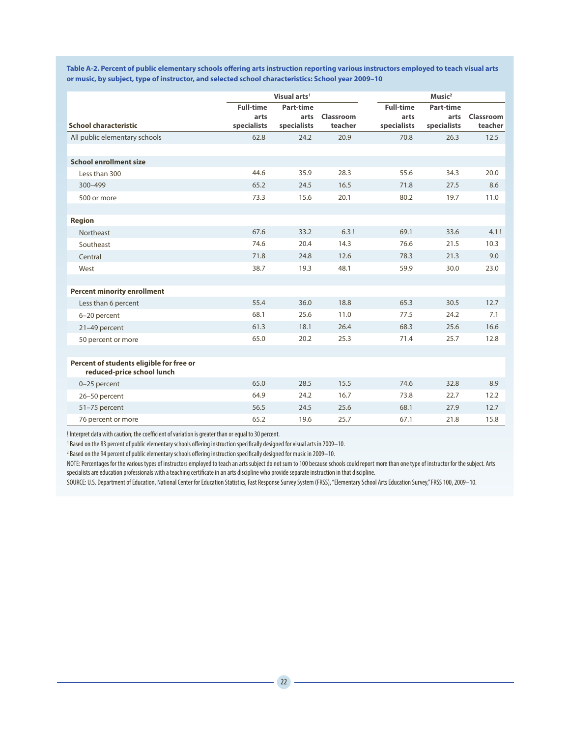**Table A-2. Percent of public elementary schools offering arts instruction reporting various instructors employed to teach visual arts or music, by subject, type of instructor, and selected school characteristics: School year 2009–10**

| School characteristic | Visual arts[1] | | | Music[2] | | |
|---|---|---|---|---|---|---|
| | Full-time arts specialists | Part-time arts specialists | Classroom teacher | Full-time arts specialists | Part-time arts specialists | Classroom teacher |
| All public elementary schools | 62.8 | 24.2 | 20.9 | 70.8 | 26.3 | 12.5 |
| **School enrollment size** | | | | | | |
| Less than 300 | 44.6 | 35.9 | 28.3 | 55.6 | 34.3 | 20.0 |
| 300–499 | 65.2 | 24.5 | 16.5 | 71.8 | 27.5 | 8.6 |
| 500 or more | 73.3 | 15.6 | 20.1 | 80.2 | 19.7 | 11.0 |
| **Region** | | | | | | |
| Northeast | 67.6 | 33.2 | 6.3 ! | 69.1 | 33.6 | 4.1 ! |
| Southeast | 74.6 | 20.4 | 14.3 | 76.6 | 21.5 | 10.3 |
| Central | 71.8 | 24.8 | 12.6 | 78.3 | 21.3 | 9.0 |
| West | 38.7 | 19.3 | 48.1 | 59.9 | 30.0 | 23.0 |
| **Percent minority enrollment** | | | | | | |
| Less than 6 percent | 55.4 | 36.0 | 18.8 | 65.3 | 30.5 | 12.7 |
| 6–20 percent | 68.1 | 25.6 | 11.0 | 77.5 | 24.2 | 7.1 |
| 21–49 percent | 61.3 | 18.1 | 26.4 | 68.3 | 25.6 | 16.6 |
| 50 percent or more | 65.0 | 20.2 | 25.3 | 71.4 | 25.7 | 12.8 |
| **Percent of students eligible for free or reduced-price school lunch** | | | | | | |
| 0–25 percent | 65.0 | 28.5 | 15.5 | 74.6 | 32.8 | 8.9 |
| 26–50 percent | 64.9 | 24.2 | 16.7 | 73.8 | 22.7 | 12.2 |
| 51–75 percent | 56.5 | 24.5 | 25.6 | 68.1 | 27.9 | 12.7 |
| 76 percent or more | 65.2 | 19.6 | 25.7 | 67.1 | 21.8 | 15.8 |

! Interpret data with caution; the coefficient of variation is greater than or equal to 30 percent.

[1] Based on the 83 percent of public elementary schools offering instruction specifically designed for visual arts in 2009–10.

[2] Based on the 94 percent of public elementary schools offering instruction specifically designed for music in 2009–10.

NOTE: Percentages for the various types of instructors employed to teach an arts subject do not sum to 100 because schools could report more than one type of instructor for the subject. Arts specialists are education professionals with a teaching certificate in an arts discipline who provide separate instruction in that discipline.

SOURCE: U.S. Department of Education, National Center for Education Statistics, Fast Response Survey System (FRSS), "Elementary School Arts Education Survey," FRSS 100, 2009–10.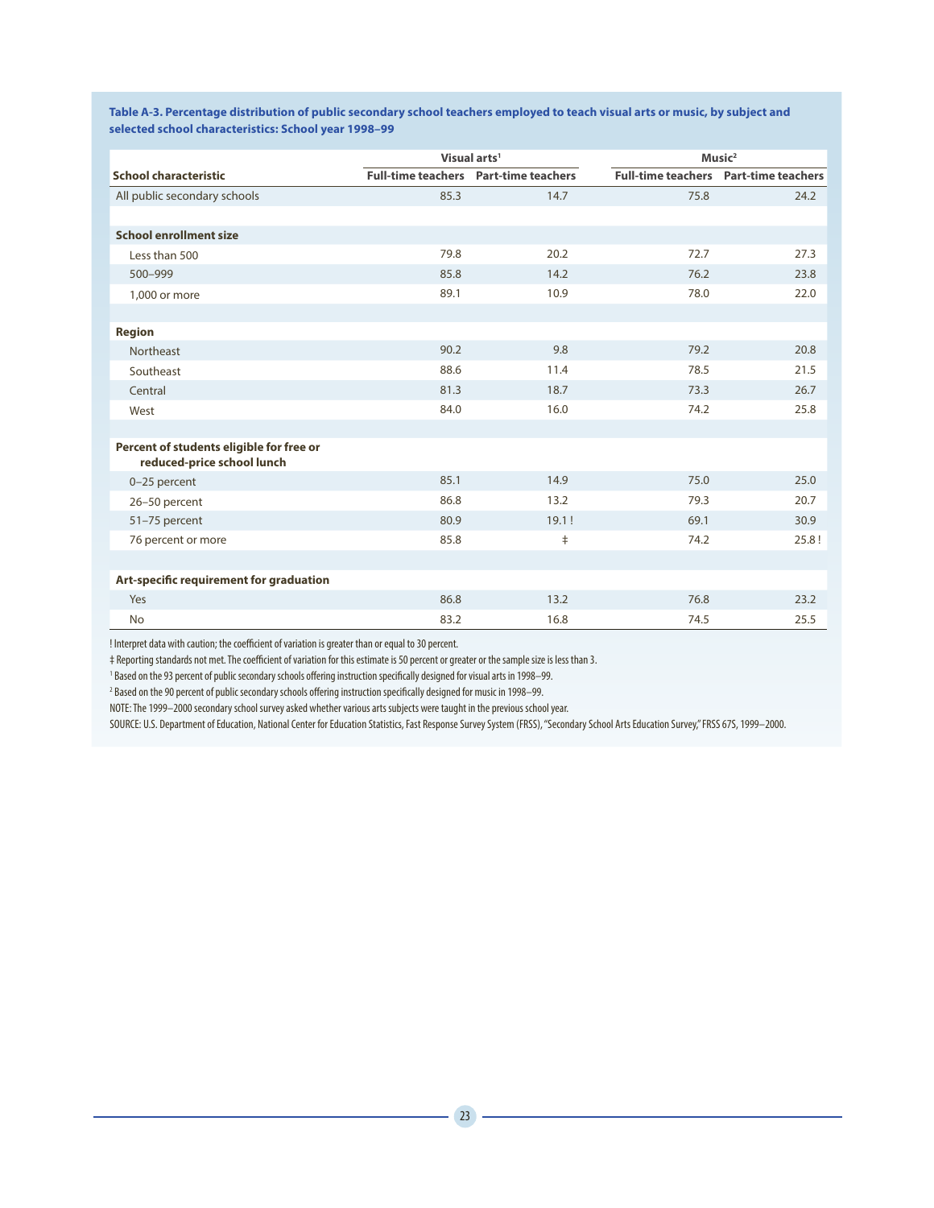**Table A-3. Percentage distribution of public secondary school teachers employed to teach visual arts or music, by subject and selected school characteristics: School year 1998–99**

| School characteristic | Visual arts[1] | | Music[2] | |
|---|---|---|---|---|
| | Full-time teachers | Part-time teachers | Full-time teachers | Part-time teachers |
| All public secondary schools | 85.3 | 14.7 | 75.8 | 24.2 |
| **School enrollment size** | | | | |
| Less than 500 | 79.8 | 20.2 | 72.7 | 27.3 |
| 500–999 | 85.8 | 14.2 | 76.2 | 23.8 |
| 1,000 or more | 89.1 | 10.9 | 78.0 | 22.0 |
| **Region** | | | | |
| Northeast | 90.2 | 9.8 | 79.2 | 20.8 |
| Southeast | 88.6 | 11.4 | 78.5 | 21.5 |
| Central | 81.3 | 18.7 | 73.3 | 26.7 |
| West | 84.0 | 16.0 | 74.2 | 25.8 |
| **Percent of students eligible for free or reduced-price school lunch** | | | | |
| 0–25 percent | 85.1 | 14.9 | 75.0 | 25.0 |
| 26–50 percent | 86.8 | 13.2 | 79.3 | 20.7 |
| 51–75 percent | 80.9 | 19.1 ! | 69.1 | 30.9 |
| 76 percent or more | 85.8 | ‡ | 74.2 | 25.8 ! |
| **Art-specific requirement for graduation** | | | | |
| Yes | 86.8 | 13.2 | 76.8 | 23.2 |
| No | 83.2 | 16.8 | 74.5 | 25.5 |

! Interpret data with caution; the coefficient of variation is greater than or equal to 30 percent.

‡ Reporting standards not met. The coefficient of variation for this estimate is 50 percent or greater or the sample size is less than 3.

[1] Based on the 93 percent of public secondary schools offering instruction specifically designed for visual arts in 1998–99.

[2] Based on the 90 percent of public secondary schools offering instruction specifically designed for music in 1998–99.

NOTE: The 1999–2000 secondary school survey asked whether various arts subjects were taught in the previous school year.

SOURCE: U.S. Department of Education, National Center for Education Statistics, Fast Response Survey System (FRSS), "Secondary School Arts Education Survey," FRSS 67S, 1999–2000.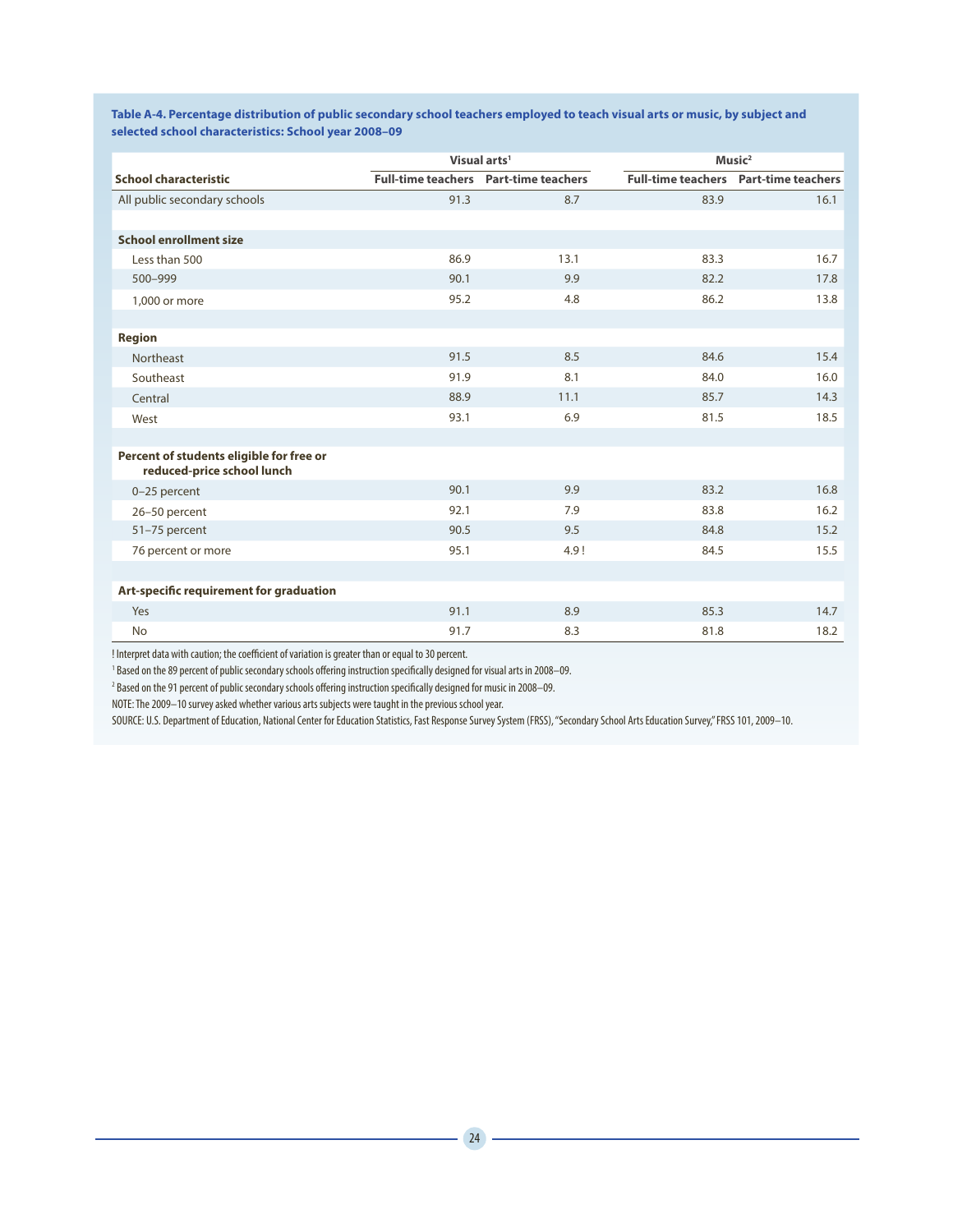**Table A-4. Percentage distribution of public secondary school teachers employed to teach visual arts or music, by subject and selected school characteristics: School year 2008–09**

| School characteristic | Visual arts[1] | | Music[2] | |
|---|---|---|---|---|
| | Full-time teachers | Part-time teachers | Full-time teachers | Part-time teachers |
| All public secondary schools | 91.3 | 8.7 | 83.9 | 16.1 |
| **School enrollment size** | | | | |
| Less than 500 | 86.9 | 13.1 | 83.3 | 16.7 |
| 500–999 | 90.1 | 9.9 | 82.2 | 17.8 |
| 1,000 or more | 95.2 | 4.8 | 86.2 | 13.8 |
| **Region** | | | | |
| Northeast | 91.5 | 8.5 | 84.6 | 15.4 |
| Southeast | 91.9 | 8.1 | 84.0 | 16.0 |
| Central | 88.9 | 11.1 | 85.7 | 14.3 |
| West | 93.1 | 6.9 | 81.5 | 18.5 |
| **Percent of students eligible for free or reduced-price school lunch** | | | | |
| 0–25 percent | 90.1 | 9.9 | 83.2 | 16.8 |
| 26–50 percent | 92.1 | 7.9 | 83.8 | 16.2 |
| 51–75 percent | 90.5 | 9.5 | 84.8 | 15.2 |
| 76 percent or more | 95.1 | 4.9 ! | 84.5 | 15.5 |
| **Art-specific requirement for graduation** | | | | |
| Yes | 91.1 | 8.9 | 85.3 | 14.7 |
| No | 91.7 | 8.3 | 81.8 | 18.2 |

! Interpret data with caution; the coefficient of variation is greater than or equal to 30 percent.

[1] Based on the 89 percent of public secondary schools offering instruction specifically designed for visual arts in 2008–09.

[2] Based on the 91 percent of public secondary schools offering instruction specifically designed for music in 2008–09.

NOTE: The 2009–10 survey asked whether various arts subjects were taught in the previous school year.

SOURCE: U.S. Department of Education, National Center for Education Statistics, Fast Response Survey System (FRSS), "Secondary School Arts Education Survey," FRSS 101, 2009–10.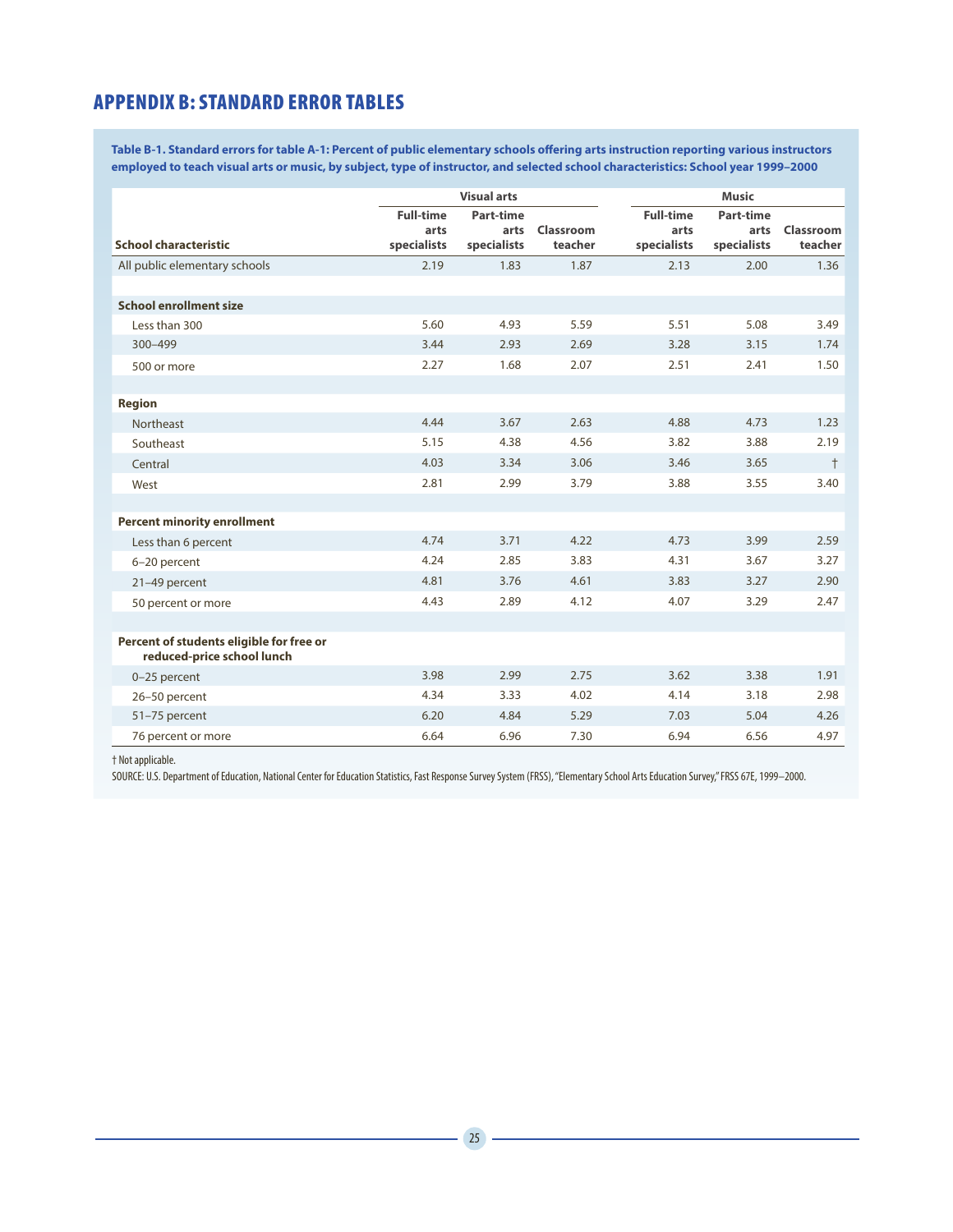# APPENDIX B: STANDARD ERROR TABLES

**Table B-1. Standard errors for table A-1: Percent of public elementary schools offering arts instruction reporting various instructors employed to teach visual arts or music, by subject, type of instructor, and selected school characteristics: School year 1999–2000**

| School characteristic | Visual arts | | | Music | | |
|---|---|---|---|---|---|---|
| | Full-time arts specialists | Part-time arts specialists | Classroom teacher | Full-time arts specialists | Part-time arts specialists | Classroom teacher |
| All public elementary schools | 2.19 | 1.83 | 1.87 | 2.13 | 2.00 | 1.36 |
| **School enrollment size** | | | | | | |
| Less than 300 | 5.60 | 4.93 | 5.59 | 5.51 | 5.08 | 3.49 |
| 300–499 | 3.44 | 2.93 | 2.69 | 3.28 | 3.15 | 1.74 |
| 500 or more | 2.27 | 1.68 | 2.07 | 2.51 | 2.41 | 1.50 |
| **Region** | | | | | | |
| Northeast | 4.44 | 3.67 | 2.63 | 4.88 | 4.73 | 1.23 |
| Southeast | 5.15 | 4.38 | 4.56 | 3.82 | 3.88 | 2.19 |
| Central | 4.03 | 3.34 | 3.06 | 3.46 | 3.65 | † |
| West | 2.81 | 2.99 | 3.79 | 3.88 | 3.55 | 3.40 |
| **Percent minority enrollment** | | | | | | |
| Less than 6 percent | 4.74 | 3.71 | 4.22 | 4.73 | 3.99 | 2.59 |
| 6–20 percent | 4.24 | 2.85 | 3.83 | 4.31 | 3.67 | 3.27 |
| 21–49 percent | 4.81 | 3.76 | 4.61 | 3.83 | 3.27 | 2.90 |
| 50 percent or more | 4.43 | 2.89 | 4.12 | 4.07 | 3.29 | 2.47 |
| **Percent of students eligible for free or reduced-price school lunch** | | | | | | |
| 0–25 percent | 3.98 | 2.99 | 2.75 | 3.62 | 3.38 | 1.91 |
| 26–50 percent | 4.34 | 3.33 | 4.02 | 4.14 | 3.18 | 2.98 |
| 51–75 percent | 6.20 | 4.84 | 5.29 | 7.03 | 5.04 | 4.26 |
| 76 percent or more | 6.64 | 6.96 | 7.30 | 6.94 | 6.56 | 4.97 |

† Not applicable.

SOURCE: U.S. Department of Education, National Center for Education Statistics, Fast Response Survey System (FRSS), "Elementary School Arts Education Survey," FRSS 67E, 1999–2000.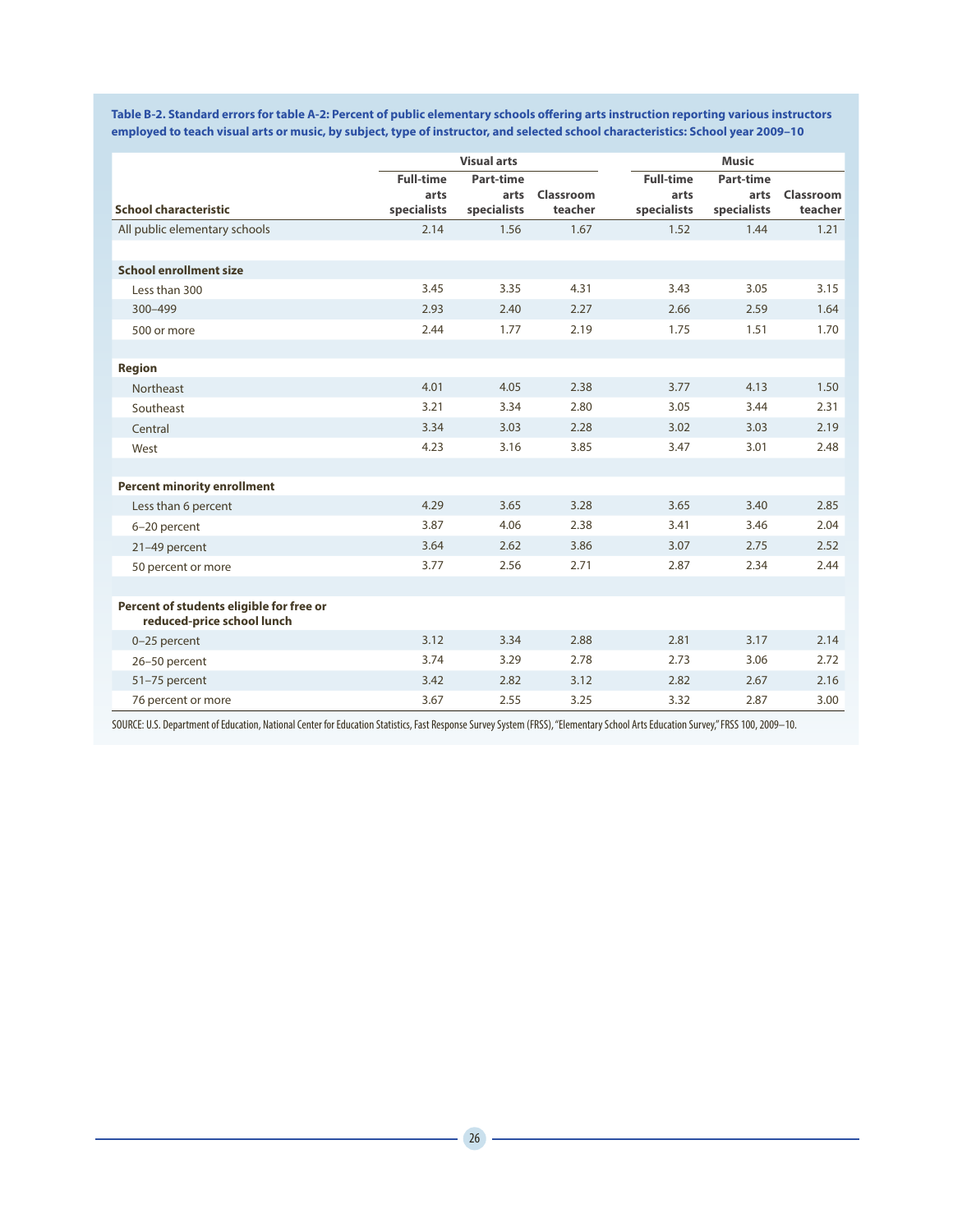**Table B-2. Standard errors for table A-2: Percent of public elementary schools offering arts instruction reporting various instructors employed to teach visual arts or music, by subject, type of instructor, and selected school characteristics: School year 2009–10**

| School characteristic | Visual arts | | | Music | | |
|---|---|---|---|---|---|---|
| | Full-time arts specialists | Part-time arts specialists | Classroom teacher | Full-time arts specialists | Part-time arts specialists | Classroom teacher |
| All public elementary schools | 2.14 | 1.56 | 1.67 | 1.52 | 1.44 | 1.21 |
| **School enrollment size** | | | | | | |
| Less than 300 | 3.45 | 3.35 | 4.31 | 3.43 | 3.05 | 3.15 |
| 300–499 | 2.93 | 2.40 | 2.27 | 2.66 | 2.59 | 1.64 |
| 500 or more | 2.44 | 1.77 | 2.19 | 1.75 | 1.51 | 1.70 |
| **Region** | | | | | | |
| Northeast | 4.01 | 4.05 | 2.38 | 3.77 | 4.13 | 1.50 |
| Southeast | 3.21 | 3.34 | 2.80 | 3.05 | 3.44 | 2.31 |
| Central | 3.34 | 3.03 | 2.28 | 3.02 | 3.03 | 2.19 |
| West | 4.23 | 3.16 | 3.85 | 3.47 | 3.01 | 2.48 |
| **Percent minority enrollment** | | | | | | |
| Less than 6 percent | 4.29 | 3.65 | 3.28 | 3.65 | 3.40 | 2.85 |
| 6–20 percent | 3.87 | 4.06 | 2.38 | 3.41 | 3.46 | 2.04 |
| 21–49 percent | 3.64 | 2.62 | 3.86 | 3.07 | 2.75 | 2.52 |
| 50 percent or more | 3.77 | 2.56 | 2.71 | 2.87 | 2.34 | 2.44 |
| **Percent of students eligible for free or reduced-price school lunch** | | | | | | |
| 0–25 percent | 3.12 | 3.34 | 2.88 | 2.81 | 3.17 | 2.14 |
| 26–50 percent | 3.74 | 3.29 | 2.78 | 2.73 | 3.06 | 2.72 |
| 51–75 percent | 3.42 | 2.82 | 3.12 | 2.82 | 2.67 | 2.16 |
| 76 percent or more | 3.67 | 2.55 | 3.25 | 3.32 | 2.87 | 3.00 |

SOURCE: U.S. Department of Education, National Center for Education Statistics, Fast Response Survey System (FRSS), "Elementary School Arts Education Survey," FRSS 100, 2009–10.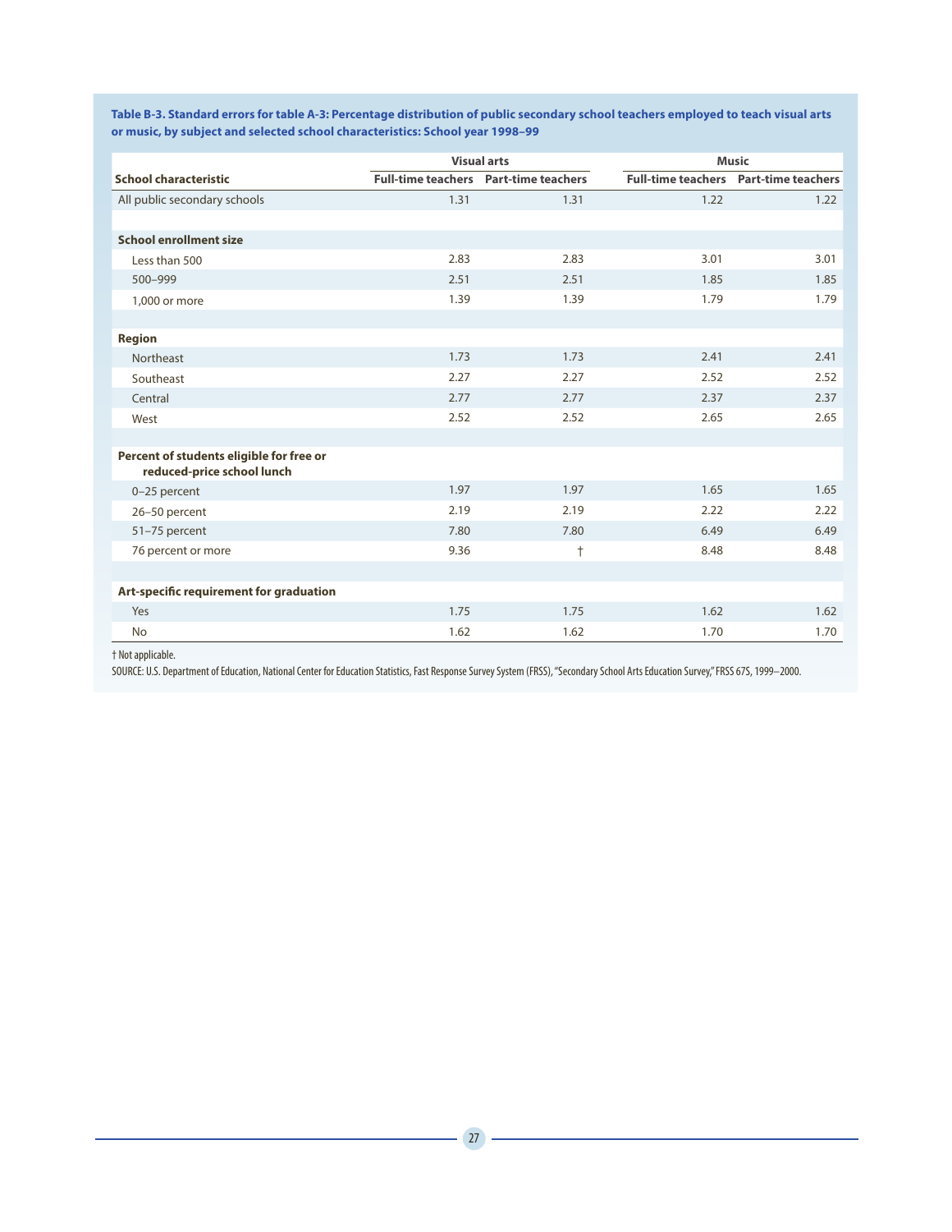**Table B-3. Standard errors for table A-3: Percentage distribution of public secondary school teachers employed to teach visual arts or music, by subject and selected school characteristics: School year 1998–99**

| School characteristic | Visual arts | | Music | |
|---|---|---|---|---|
| | Full-time teachers | Part-time teachers | Full-time teachers | Part-time teachers |
| All public secondary schools | 1.31 | 1.31 | 1.22 | 1.22 |
| **School enrollment size** | | | | |
| Less than 500 | 2.83 | 2.83 | 3.01 | 3.01 |
| 500–999 | 2.51 | 2.51 | 1.85 | 1.85 |
| 1,000 or more | 1.39 | 1.39 | 1.79 | 1.79 |
| **Region** | | | | |
| Northeast | 1.73 | 1.73 | 2.41 | 2.41 |
| Southeast | 2.27 | 2.27 | 2.52 | 2.52 |
| Central | 2.77 | 2.77 | 2.37 | 2.37 |
| West | 2.52 | 2.52 | 2.65 | 2.65 |
| **Percent of students eligible for free or reduced-price school lunch** | | | | |
| 0–25 percent | 1.97 | 1.97 | 1.65 | 1.65 |
| 26–50 percent | 2.19 | 2.19 | 2.22 | 2.22 |
| 51–75 percent | 7.80 | 7.80 | 6.49 | 6.49 |
| 76 percent or more | 9.36 | † | 8.48 | 8.48 |
| **Art-specific requirement for graduation** | | | | |
| Yes | 1.75 | 1.75 | 1.62 | 1.62 |
| No | 1.62 | 1.62 | 1.70 | 1.70 |

† Not applicable.

SOURCE: U.S. Department of Education, National Center for Education Statistics, Fast Response Survey System (FRSS), "Secondary School Arts Education Survey," FRSS 67S, 1999–2000.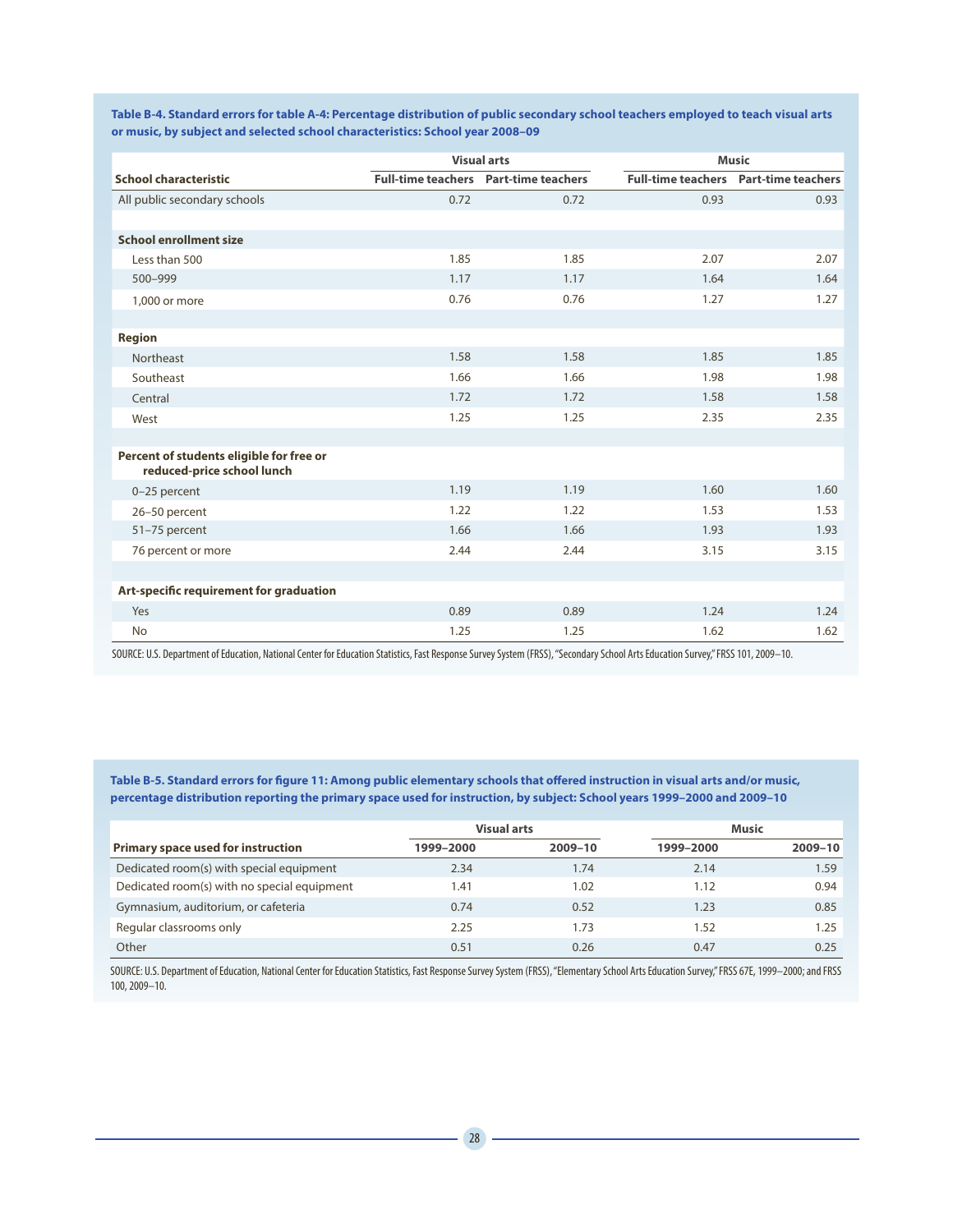**Table B-4. Standard errors for table A-4: Percentage distribution of public secondary school teachers employed to teach visual arts or music, by subject and selected school characteristics: School year 2008–09**

| School characteristic | Visual arts | | Music | |
|---|---|---|---|---|
| | Full-time teachers | Part-time teachers | Full-time teachers | Part-time teachers |
| All public secondary schools | 0.72 | 0.72 | 0.93 | 0.93 |
| | | | | |
| **School enrollment size** | | | | |
| Less than 500 | 1.85 | 1.85 | 2.07 | 2.07 |
| 500–999 | 1.17 | 1.17 | 1.64 | 1.64 |
| 1,000 or more | 0.76 | 0.76 | 1.27 | 1.27 |
| | | | | |
| **Region** | | | | |
| Northeast | 1.58 | 1.58 | 1.85 | 1.85 |
| Southeast | 1.66 | 1.66 | 1.98 | 1.98 |
| Central | 1.72 | 1.72 | 1.58 | 1.58 |
| West | 1.25 | 1.25 | 2.35 | 2.35 |
| | | | | |
| **Percent of students eligible for free or reduced-price school lunch** | | | | |
| 0–25 percent | 1.19 | 1.19 | 1.60 | 1.60 |
| 26–50 percent | 1.22 | 1.22 | 1.53 | 1.53 |
| 51–75 percent | 1.66 | 1.66 | 1.93 | 1.93 |
| 76 percent or more | 2.44 | 2.44 | 3.15 | 3.15 |
| | | | | |
| **Art-specific requirement for graduation** | | | | |
| Yes | 0.89 | 0.89 | 1.24 | 1.24 |
| No | 1.25 | 1.25 | 1.62 | 1.62 |

SOURCE: U.S. Department of Education, National Center for Education Statistics, Fast Response Survey System (FRSS), "Secondary School Arts Education Survey," FRSS 101, 2009–10.

**Table B-5. Standard errors for figure 11: Among public elementary schools that offered instruction in visual arts and/or music, percentage distribution reporting the primary space used for instruction, by subject: School years 1999–2000 and 2009–10**

| Primary space used for instruction | Visual arts | | Music | |
|---|---|---|---|---|
| | 1999–2000 | 2009–10 | 1999–2000 | 2009–10 |
| Dedicated room(s) with special equipment | 2.34 | 1.74 | 2.14 | 1.59 |
| Dedicated room(s) with no special equipment | 1.41 | 1.02 | 1.12 | 0.94 |
| Gymnasium, auditorium, or cafeteria | 0.74 | 0.52 | 1.23 | 0.85 |
| Regular classrooms only | 2.25 | 1.73 | 1.52 | 1.25 |
| Other | 0.51 | 0.26 | 0.47 | 0.25 |

SOURCE: U.S. Department of Education, National Center for Education Statistics, Fast Response Survey System (FRSS), "Elementary School Arts Education Survey," FRSS 67E, 1999–2000; and FRSS 100, 2009–10.